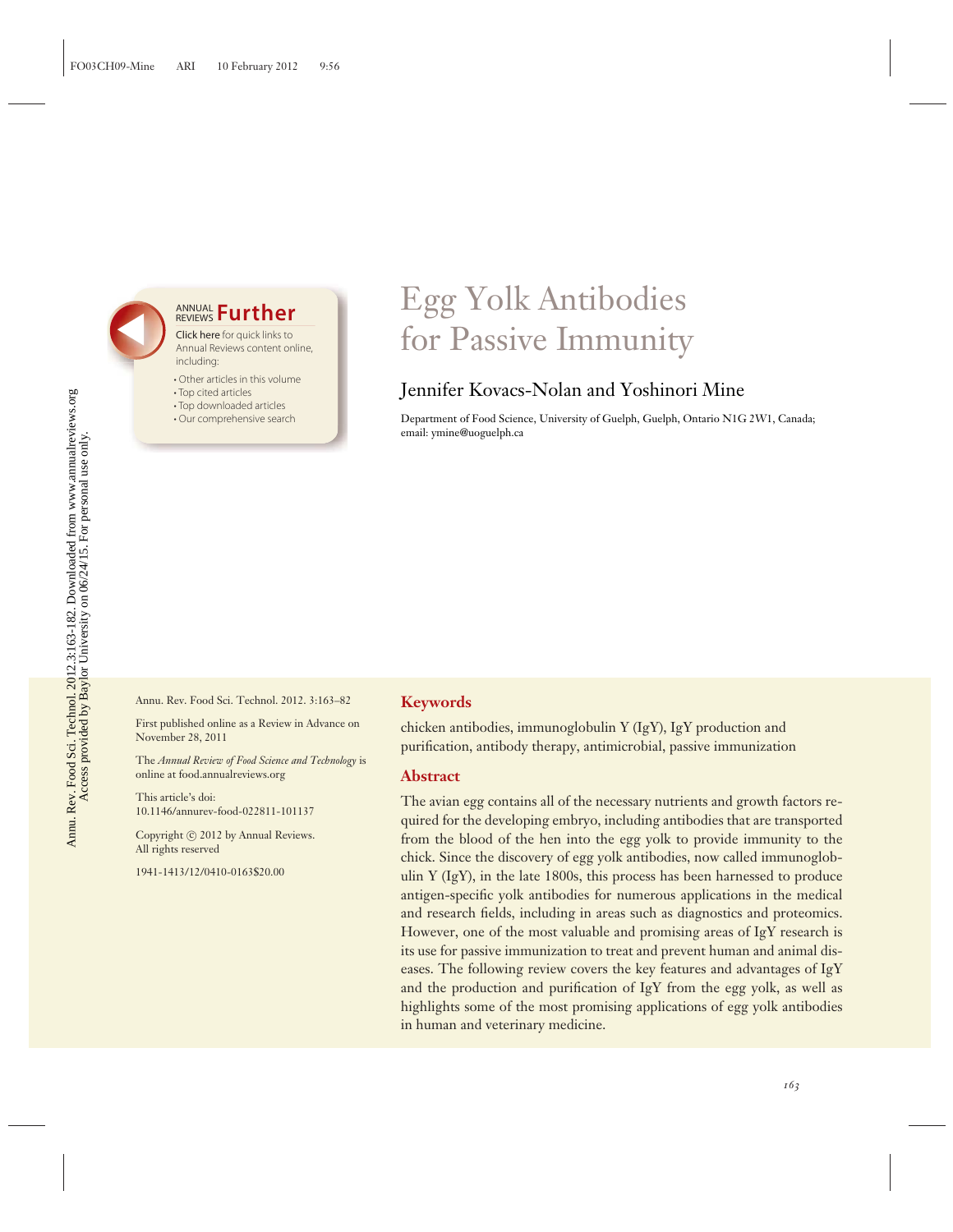# Egg Yolk Antibodies for Passive Immunity

Jennifer Kovacs-Nolan and Yoshinori Mine

Department of Food Science, University of Guelph, Guelph, Ontario N1G 2W1, Canada; email: ymine@uoguelph.ca

Annu. Rev. Food Sci. Technol. 2012. 3:163–82

First published online as a Review in Advance on November 28, 2011

The *Annual Review of Food Science and Technology* is online at food.annualreviews.org

This article's doi: 10.1146/annurev-food-022811-101137

Copyright © 2012 by Annual Reviews. All rights reserved

1941-1413/12/0410-0163$20.00

## Keywords

chicken antibodies, immunoglobulin Y (IgY), IgY production and purification, antibody therapy, antimicrobial, passive immunization

## Abstract

The avian egg contains all of the necessary nutrients and growth factors required for the developing embryo, including antibodies that are transported from the blood of the hen into the egg yolk to provide immunity to the chick. Since the discovery of egg yolk antibodies, now called immunoglobulin Y (IgY), in the late 1800s, this process has been harnessed to produce antigen-specific yolk antibodies for numerous applications in the medical and research fields, including in areas such as diagnostics and proteomics. However, one of the most valuable and promising areas of IgY research is its use for passive immunization to treat and prevent human and animal diseases. The following review covers the key features and advantages of IgY and the production and purification of IgY from the egg yolk, as well as highlights some of the most promising applications of egg yolk antibodies in human and veterinary medicine.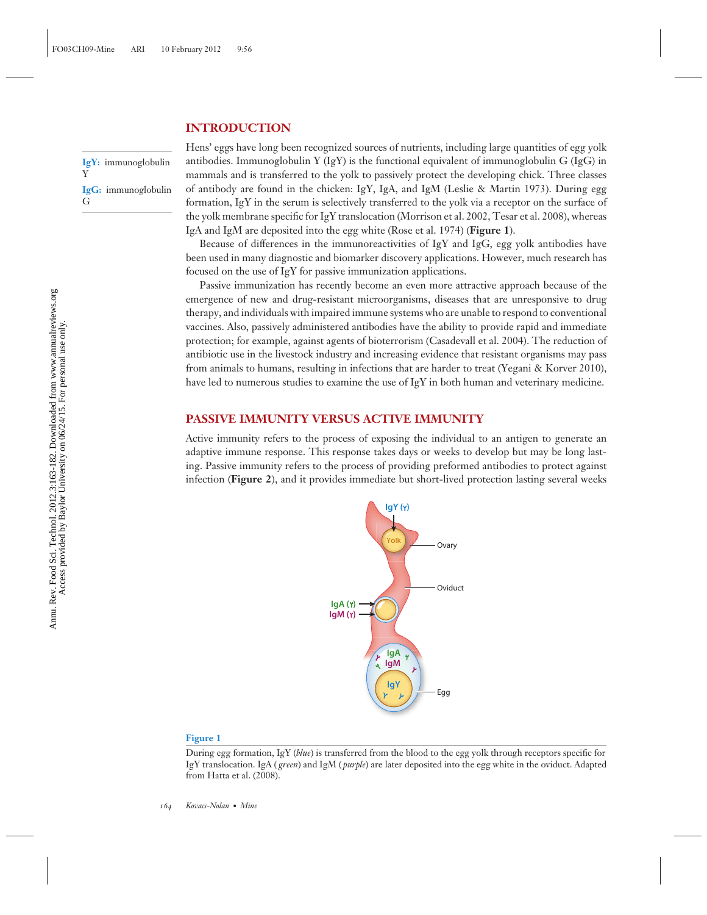## INTRODUCTION

**IgY:** immunoglobulin Y

**IgG:** immunoglobulin G

Hens' eggs have long been recognized sources of nutrients, including large quantities of egg yolk antibodies. Immunoglobulin Y (IgY) is the functional equivalent of immunoglobulin G (IgG) in mammals and is transferred to the yolk to passively protect the developing chick. Three classes of antibody are found in the chicken: IgY, IgA, and IgM (Leslie & Martin 1973). During egg formation, IgY in the serum is selectively transferred to the yolk via a receptor on the surface of the yolk membrane specific for IgY translocation (Morrison et al. 2002, Tesar et al. 2008), whereas IgA and IgM are deposited into the egg white (Rose et al. 1974) (**Figure 1**).

Because of differences in the immunoreactivities of IgY and IgG, egg yolk antibodies have been used in many diagnostic and biomarker discovery applications. However, much research has focused on the use of IgY for passive immunization applications.

Passive immunization has recently become an even more attractive approach because of the emergence of new and drug-resistant microorganisms, diseases that are unresponsive to drug therapy, and individuals with impaired immune systems who are unable to respond to conventional vaccines. Also, passively administered antibodies have the ability to provide rapid and immediate protection; for example, against agents of bioterrorism (Casadevall et al. 2004). The reduction of antibiotic use in the livestock industry and increasing evidence that resistant organisms may pass from animals to humans, resulting in infections that are harder to treat (Yegani & Korver 2010), have led to numerous studies to examine the use of IgY in both human and veterinary medicine.

## PASSIVE IMMUNITY VERSUS ACTIVE IMMUNITY

Active immunity refers to the process of exposing the individual to an antigen to generate an adaptive immune response. This response takes days or weeks to develop but may be long lasting. Passive immunity refers to the process of providing preformed antibodies to protect against infection (**Figure 2**), and it provides immediate but short-lived protection lasting several weeks

**Figure 1**

During egg formation, IgY (*blue*) is transferred from the blood to the egg yolk through receptors specific for IgY translocation. IgA (*green*) and IgM (*purple*) are later deposited into the egg white in the oviduct. Adapted from Hatta et al. (2008).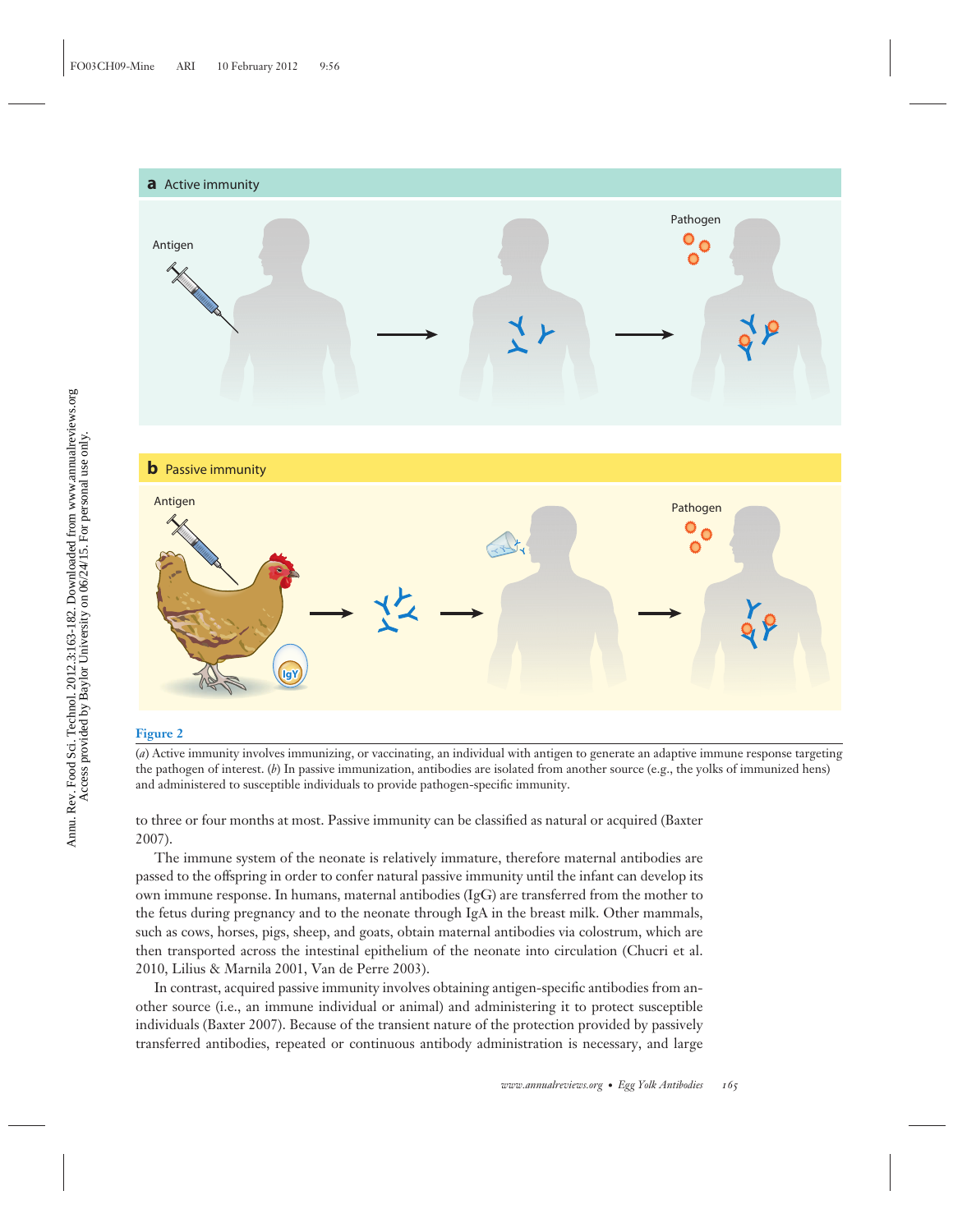**Figure 2**

(*a*) Active immunity involves immunizing, or vaccinating, an individual with antigen to generate an adaptive immune response targeting the pathogen of interest. (*b*) In passive immunization, antibodies are isolated from another source (e.g., the yolks of immunized hens) and administered to susceptible individuals to provide pathogen-specific immunity.

to three or four months at most. Passive immunity can be classified as natural or acquired (Baxter 2007).

The immune system of the neonate is relatively immature, therefore maternal antibodies are passed to the offspring in order to confer natural passive immunity until the infant can develop its own immune response. In humans, maternal antibodies (IgG) are transferred from the mother to the fetus during pregnancy and to the neonate through IgA in the breast milk. Other mammals, such as cows, horses, pigs, sheep, and goats, obtain maternal antibodies via colostrum, which are then transported across the intestinal epithelium of the neonate into circulation (Chucri et al. 2010, Lilius & Marnila 2001, Van de Perre 2003).

In contrast, acquired passive immunity involves obtaining antigen-specific antibodies from another source (i.e., an immune individual or animal) and administering it to protect susceptible individuals (Baxter 2007). Because of the transient nature of the protection provided by passively transferred antibodies, repeated or continuous antibody administration is necessary, and large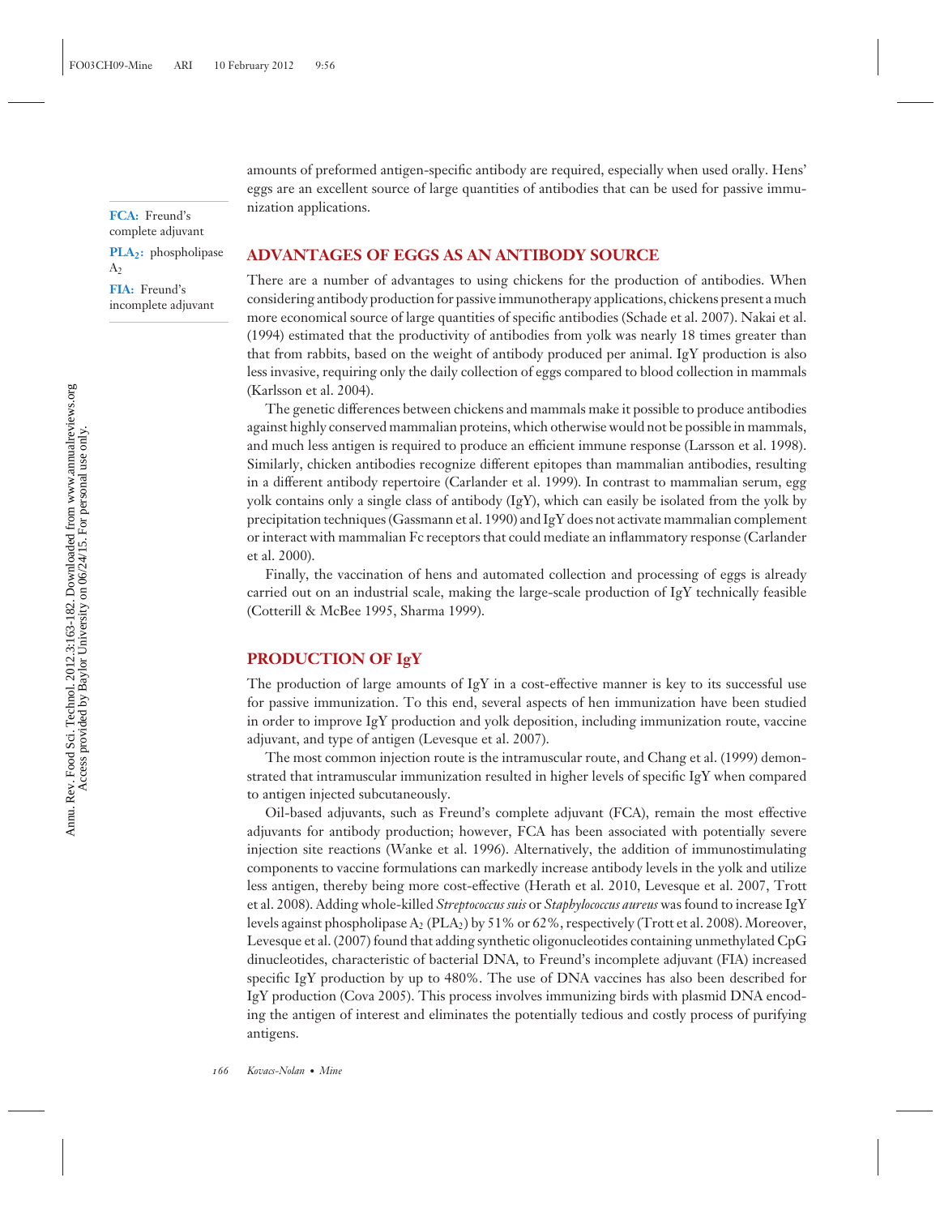amounts of preformed antigen-specific antibody are required, especially when used orally. Hens' eggs are an excellent source of large quantities of antibodies that can be used for passive immunization applications.

**FCA:** Freund's complete adjuvant

**$PLA_2$:** phospholipase $A_2$

**FIA:** Freund's incomplete adjuvant

## ADVANTAGES OF EGGS AS AN ANTIBODY SOURCE

There are a number of advantages to using chickens for the production of antibodies. When considering antibody production for passive immunotherapy applications, chickens present a much more economical source of large quantities of specific antibodies (Schade et al. 2007). Nakai et al. (1994) estimated that the productivity of antibodies from yolk was nearly 18 times greater than that from rabbits, based on the weight of antibody produced per animal. IgY production is also less invasive, requiring only the daily collection of eggs compared to blood collection in mammals (Karlsson et al. 2004).

The genetic differences between chickens and mammals make it possible to produce antibodies against highly conserved mammalian proteins, which otherwise would not be possible in mammals, and much less antigen is required to produce an efficient immune response (Larsson et al. 1998). Similarly, chicken antibodies recognize different epitopes than mammalian antibodies, resulting in a different antibody repertoire (Carlander et al. 1999). In contrast to mammalian serum, egg yolk contains only a single class of antibody (IgY), which can easily be isolated from the yolk by precipitation techniques (Gassmann et al. 1990) and IgY does not activate mammalian complement or interact with mammalian Fc receptors that could mediate an inflammatory response (Carlander et al. 2000).

Finally, the vaccination of hens and automated collection and processing of eggs is already carried out on an industrial scale, making the large-scale production of IgY technically feasible (Cotterill & McBee 1995, Sharma 1999).

## PRODUCTION OF IgY

The production of large amounts of IgY in a cost-effective manner is key to its successful use for passive immunization. To this end, several aspects of hen immunization have been studied in order to improve IgY production and yolk deposition, including immunization route, vaccine adjuvant, and type of antigen (Levesque et al. 2007).

The most common injection route is the intramuscular route, and Chang et al. (1999) demonstrated that intramuscular immunization resulted in higher levels of specific IgY when compared to antigen injected subcutaneously.

Oil-based adjuvants, such as Freund's complete adjuvant (FCA), remain the most effective adjuvants for antibody production; however, FCA has been associated with potentially severe injection site reactions (Wanke et al. 1996). Alternatively, the addition of immunostimulating components to vaccine formulations can markedly increase antibody levels in the yolk and utilize less antigen, thereby being more cost-effective (Herath et al. 2010, Levesque et al. 2007, Trott et al. 2008). Adding whole-killed *Streptococcus suis* or *Staphylococcus aureus* was found to increase IgY levels against phospholipase $A_2$ ($PLA_2$) by 51% or 62%, respectively (Trott et al. 2008). Moreover, Levesque et al. (2007) found that adding synthetic oligonucleotides containing unmethylated CpG dinucleotides, characteristic of bacterial DNA, to Freund's incomplete adjuvant (FIA) increased specific IgY production by up to 480%. The use of DNA vaccines has also been described for IgY production (Cova 2005). This process involves immunizing birds with plasmid DNA encoding the antigen of interest and eliminates the potentially tedious and costly process of purifying antigens.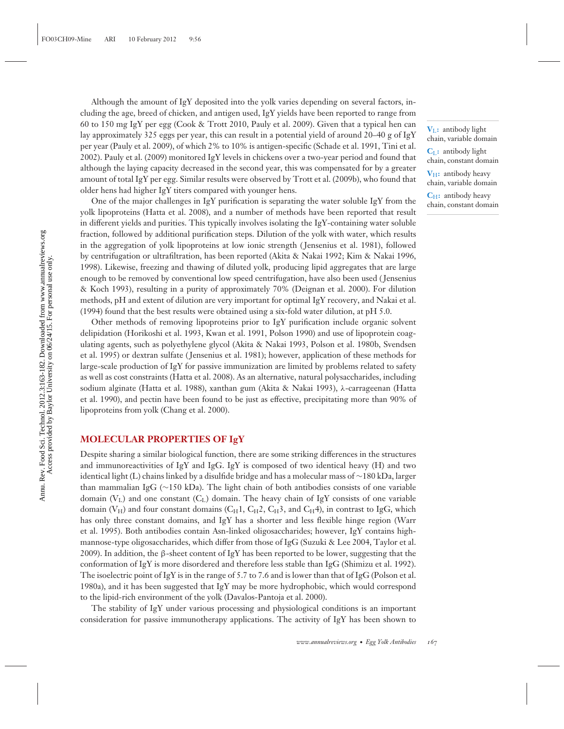Although the amount of IgY deposited into the yolk varies depending on several factors, including the age, breed of chicken, and antigen used, IgY yields have been reported to range from 60 to 150 mg IgY per egg (Cook & Trott 2010, Pauly et al. 2009). Given that a typical hen can lay approximately 325 eggs per year, this can result in a potential yield of around 20–40 g of IgY per year (Pauly et al. 2009), of which 2% to 10% is antigen-specific (Schade et al. 1991, Tini et al. 2002). Pauly et al. (2009) monitored IgY levels in chickens over a two-year period and found that although the laying capacity decreased in the second year, this was compensated for by a greater amount of total IgY per egg. Similar results were observed by Trott et al. (2009b), who found that older hens had higher IgY titers compared with younger hens.

**$V_L$:** antibody light chain, variable domain

**$C_L$:** antibody light chain, constant domain

**$V_H$:** antibody heavy chain, variable domain

**$C_H$:** antibody heavy chain, constant domain

One of the major challenges in IgY purification is separating the water soluble IgY from the yolk lipoproteins (Hatta et al. 2008), and a number of methods have been reported that result in different yields and purities. This typically involves isolating the IgY-containing water soluble fraction, followed by additional purification steps. Dilution of the yolk with water, which results in the aggregation of yolk lipoproteins at low ionic strength (Jensenius et al. 1981), followed by centrifugation or ultrafiltration, has been reported (Akita & Nakai 1992; Kim & Nakai 1996, 1998). Likewise, freezing and thawing of diluted yolk, producing lipid aggregates that are large enough to be removed by conventional low speed centrifugation, have also been used (Jensenius & Koch 1993), resulting in a purity of approximately 70% (Deignan et al. 2000). For dilution methods, pH and extent of dilution are very important for optimal IgY recovery, and Nakai et al. (1994) found that the best results were obtained using a six-fold water dilution, at pH 5.0.

Other methods of removing lipoproteins prior to IgY purification include organic solvent delipidation (Horikoshi et al. 1993, Kwan et al. 1991, Polson 1990) and use of lipoprotein coagulating agents, such as polyethylene glycol (Akita & Nakai 1993, Polson et al. 1980b, Svendsen et al. 1995) or dextran sulfate (Jensenius et al. 1981); however, application of these methods for large-scale production of IgY for passive immunization are limited by problems related to safety as well as cost constraints (Hatta et al. 2008). As an alternative, natural polysaccharides, including sodium alginate (Hatta et al. 1988), xanthan gum (Akita & Nakai 1993), λ-carrageenan (Hatta et al. 1990), and pectin have been found to be just as effective, precipitating more than 90% of lipoproteins from yolk (Chang et al. 2000).

## MOLECULAR PROPERTIES OF IgY

Despite sharing a similar biological function, there are some striking differences in the structures and immunoreactivities of IgY and IgG. IgY is composed of two identical heavy (H) and two identical light (L) chains linked by a disulfide bridge and has a molecular mass of ~180 kDa, larger than mammalian IgG (~150 kDa). The light chain of both antibodies consists of one variable domain ($V_L$) and one constant ($C_L$) domain. The heavy chain of IgY consists of one variable domain ($V_H$) and four constant domains ($C_H1$, $C_H2$, $C_H3$, and $C_H4$), in contrast to IgG, which has only three constant domains, and IgY has a shorter and less flexible hinge region (Warr et al. 1995). Both antibodies contain Asn-linked oligosaccharides; however, IgY contains high-mannose-type oligosaccharides, which differ from those of IgG (Suzuki & Lee 2004, Taylor et al. 2009). In addition, the β-sheet content of IgY has been reported to be lower, suggesting that the conformation of IgY is more disordered and therefore less stable than IgG (Shimizu et al. 1992). The isoelectric point of IgY is in the range of 5.7 to 7.6 and is lower than that of IgG (Polson et al. 1980a), and it has been suggested that IgY may be more hydrophobic, which would correspond to the lipid-rich environment of the yolk (Davalos-Pantoja et al. 2000).

The stability of IgY under various processing and physiological conditions is an important consideration for passive immunotherapy applications. The activity of IgY has been shown to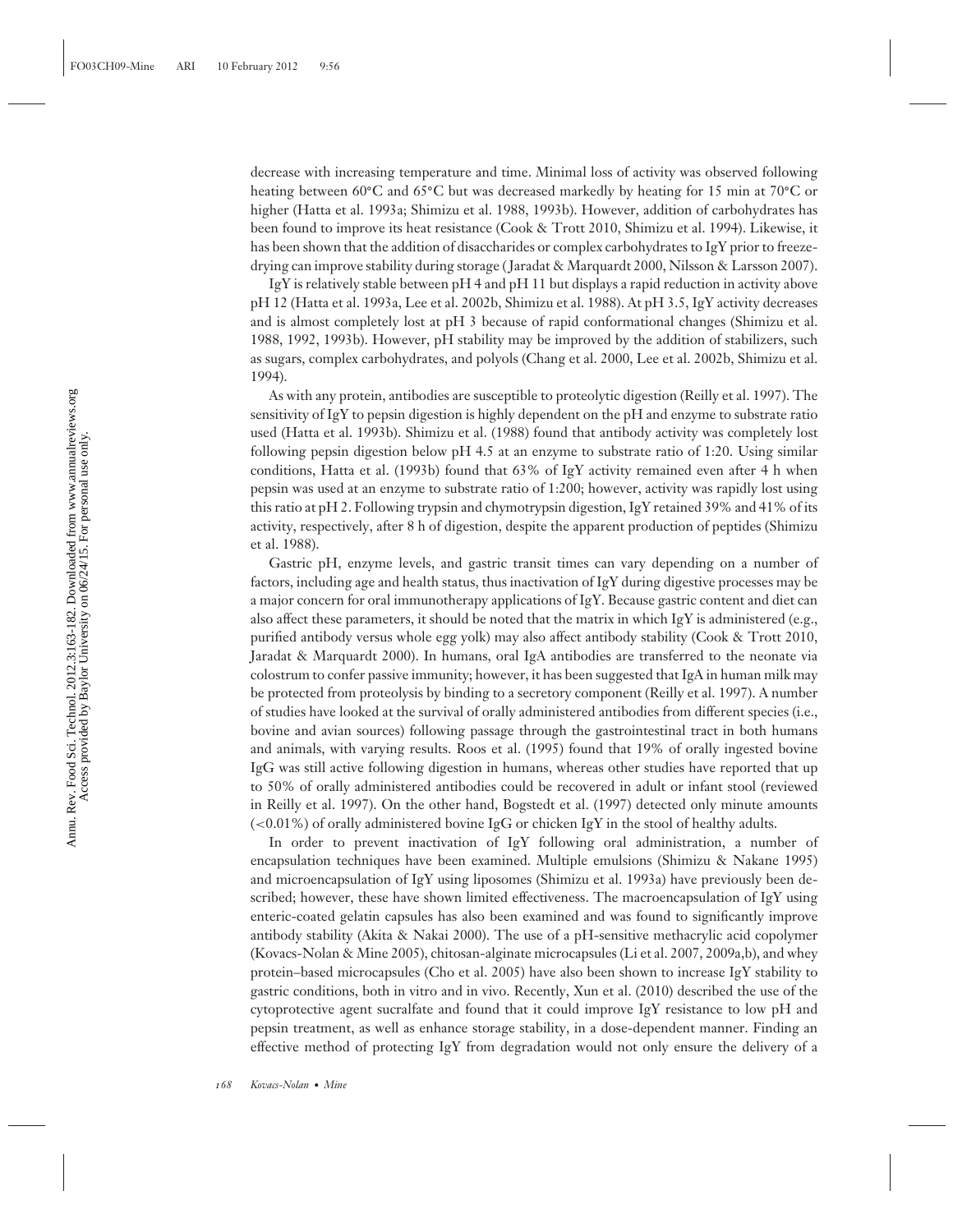decrease with increasing temperature and time. Minimal loss of activity was observed following heating between 60°C and 65°C but was decreased markedly by heating for 15 min at 70°C or higher (Hatta et al. 1993a; Shimizu et al. 1988, 1993b). However, addition of carbohydrates has been found to improve its heat resistance (Cook & Trott 2010, Shimizu et al. 1994). Likewise, it has been shown that the addition of disaccharides or complex carbohydrates to IgY prior to freeze-drying can improve stability during storage (Jaradat & Marquardt 2000, Nilsson & Larsson 2007).

IgY is relatively stable between pH 4 and pH 11 but displays a rapid reduction in activity above pH 12 (Hatta et al. 1993a, Lee et al. 2002b, Shimizu et al. 1988). At pH 3.5, IgY activity decreases and is almost completely lost at pH 3 because of rapid conformational changes (Shimizu et al. 1988, 1992, 1993b). However, pH stability may be improved by the addition of stabilizers, such as sugars, complex carbohydrates, and polyols (Chang et al. 2000, Lee et al. 2002b, Shimizu et al. 1994).

As with any protein, antibodies are susceptible to proteolytic digestion (Reilly et al. 1997). The sensitivity of IgY to pepsin digestion is highly dependent on the pH and enzyme to substrate ratio used (Hatta et al. 1993b). Shimizu et al. (1988) found that antibody activity was completely lost following pepsin digestion below pH 4.5 at an enzyme to substrate ratio of 1:20. Using similar conditions, Hatta et al. (1993b) found that 63% of IgY activity remained even after 4 h when pepsin was used at an enzyme to substrate ratio of 1:200; however, activity was rapidly lost using this ratio at pH 2. Following trypsin and chymotrypsin digestion, IgY retained 39% and 41% of its activity, respectively, after 8 h of digestion, despite the apparent production of peptides (Shimizu et al. 1988).

Gastric pH, enzyme levels, and gastric transit times can vary depending on a number of factors, including age and health status, thus inactivation of IgY during digestive processes may be a major concern for oral immunotherapy applications of IgY. Because gastric content and diet can also affect these parameters, it should be noted that the matrix in which IgY is administered (e.g., purified antibody versus whole egg yolk) may also affect antibody stability (Cook & Trott 2010, Jaradat & Marquardt 2000). In humans, oral IgA antibodies are transferred to the neonate via colostrum to confer passive immunity; however, it has been suggested that IgA in human milk may be protected from proteolysis by binding to a secretory component (Reilly et al. 1997). A number of studies have looked at the survival of orally administered antibodies from different species (i.e., bovine and avian sources) following passage through the gastrointestinal tract in both humans and animals, with varying results. Roos et al. (1995) found that 19% of orally ingested bovine IgG was still active following digestion in humans, whereas other studies have reported that up to 50% of orally administered antibodies could be recovered in adult or infant stool (reviewed in Reilly et al. 1997). On the other hand, Bogstedt et al. (1997) detected only minute amounts (<0.01%) of orally administered bovine IgG or chicken IgY in the stool of healthy adults.

In order to prevent inactivation of IgY following oral administration, a number of encapsulation techniques have been examined. Multiple emulsions (Shimizu & Nakane 1995) and microencapsulation of IgY using liposomes (Shimizu et al. 1993a) have previously been described; however, these have shown limited effectiveness. The macroencapsulation of IgY using enteric-coated gelatin capsules has also been examined and was found to significantly improve antibody stability (Akita & Nakai 2000). The use of a pH-sensitive methacrylic acid copolymer (Kovacs-Nolan & Mine 2005), chitosan-alginate microcapsules (Li et al. 2007, 2009a,b), and whey protein–based microcapsules (Cho et al. 2005) have also been shown to increase IgY stability to gastric conditions, both in vitro and in vivo. Recently, Xun et al. (2010) described the use of the cytoprotective agent sucralfate and found that it could improve IgY resistance to low pH and pepsin treatment, as well as enhance storage stability, in a dose-dependent manner. Finding an effective method of protecting IgY from degradation would not only ensure the delivery of a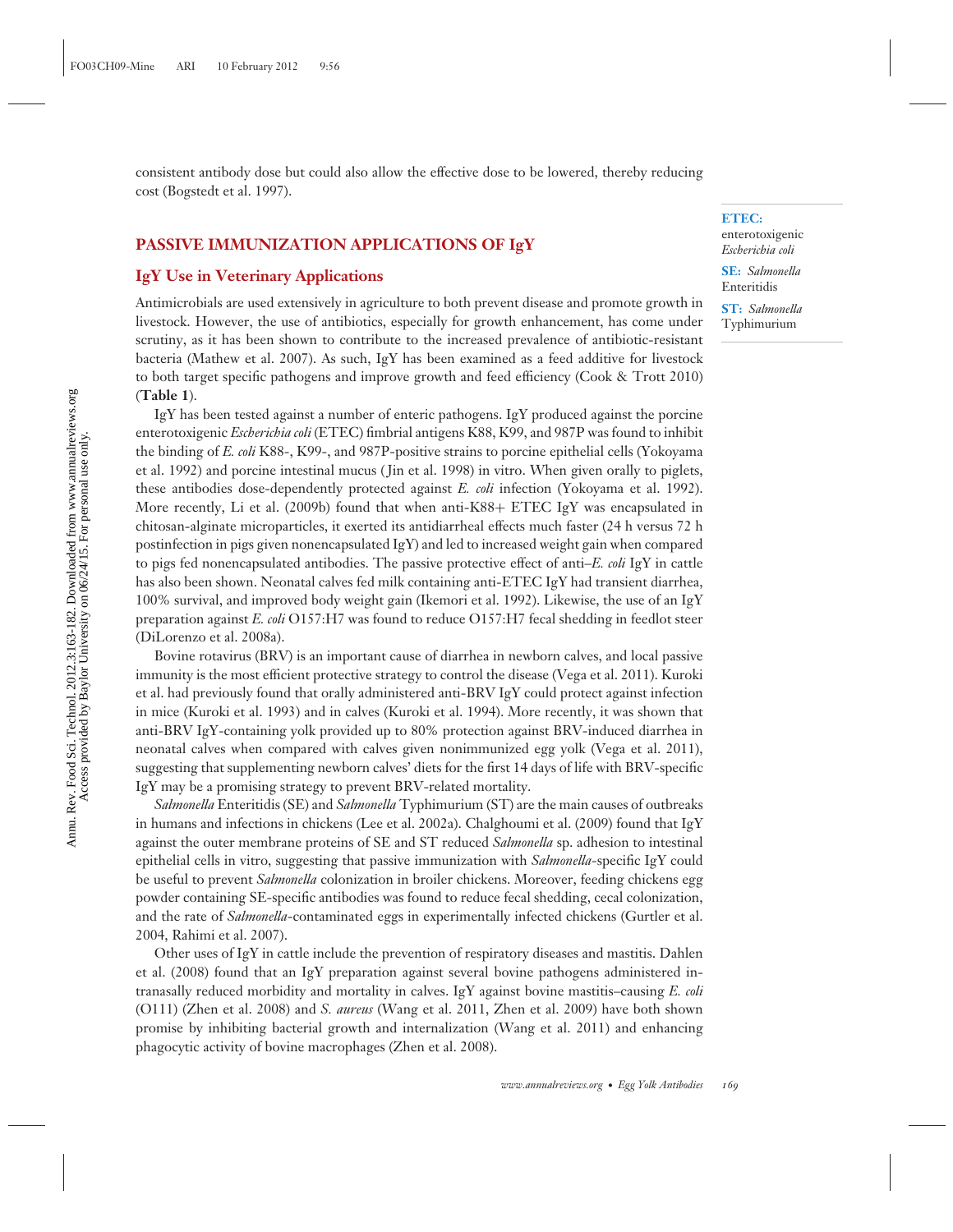consistent antibody dose but could also allow the effective dose to be lowered, thereby reducing cost (Bogstedt et al. 1997).

## PASSIVE IMMUNIZATION APPLICATIONS OF IgY

**ETEC:** enterotoxigenic *Escherichia coli*

**SE:** *Salmonella* Enteritidis

**ST:** *Salmonella* Typhimurium

### IgY Use in Veterinary Applications

Antimicrobials are used extensively in agriculture to both prevent disease and promote growth in livestock. However, the use of antibiotics, especially for growth enhancement, has come under scrutiny, as it has been shown to contribute to the increased prevalence of antibiotic-resistant bacteria (Mathew et al. 2007). As such, IgY has been examined as a feed additive for livestock to both target specific pathogens and improve growth and feed efficiency (Cook & Trott 2010) (**Table 1**).

IgY has been tested against a number of enteric pathogens. IgY produced against the porcine enterotoxigenic *Escherichia coli* (ETEC) fimbrial antigens K88, K99, and 987P was found to inhibit the binding of *E. coli* K88-, K99-, and 987P-positive strains to porcine epithelial cells (Yokoyama et al. 1992) and porcine intestinal mucus (Jin et al. 1998) in vitro. When given orally to piglets, these antibodies dose-dependently protected against *E. coli* infection (Yokoyama et al. 1992). More recently, Li et al. (2009b) found that when anti-K88+ ETEC IgY was encapsulated in chitosan-alginate microparticles, it exerted its antidiarrheal effects much faster (24 h versus 72 h postinfection in pigs given nonencapsulated IgY) and led to increased weight gain when compared to pigs fed nonencapsulated antibodies. The passive protective effect of anti–*E. coli* IgY in cattle has also been shown. Neonatal calves fed milk containing anti-ETEC IgY had transient diarrhea, 100% survival, and improved body weight gain (Ikemori et al. 1992). Likewise, the use of an IgY preparation against *E. coli* O157:H7 was found to reduce O157:H7 fecal shedding in feedlot steer (DiLorenzo et al. 2008a).

Bovine rotavirus (BRV) is an important cause of diarrhea in newborn calves, and local passive immunity is the most efficient protective strategy to control the disease (Vega et al. 2011). Kuroki et al. had previously found that orally administered anti-BRV IgY could protect against infection in mice (Kuroki et al. 1993) and in calves (Kuroki et al. 1994). More recently, it was shown that anti-BRV IgY-containing yolk provided up to 80% protection against BRV-induced diarrhea in neonatal calves when compared with calves given nonimmunized egg yolk (Vega et al. 2011), suggesting that supplementing newborn calves' diets for the first 14 days of life with BRV-specific IgY may be a promising strategy to prevent BRV-related mortality.

*Salmonella* Enteritidis (SE) and *Salmonella* Typhimurium (ST) are the main causes of outbreaks in humans and infections in chickens (Lee et al. 2002a). Chalghoumi et al. (2009) found that IgY against the outer membrane proteins of SE and ST reduced *Salmonella* sp. adhesion to intestinal epithelial cells in vitro, suggesting that passive immunization with *Salmonella*-specific IgY could be useful to prevent *Salmonella* colonization in broiler chickens. Moreover, feeding chickens egg powder containing SE-specific antibodies was found to reduce fecal shedding, cecal colonization, and the rate of *Salmonella*-contaminated eggs in experimentally infected chickens (Gurtler et al. 2004, Rahimi et al. 2007).

Other uses of IgY in cattle include the prevention of respiratory diseases and mastitis. Dahlen et al. (2008) found that an IgY preparation against several bovine pathogens administered intranasally reduced morbidity and mortality in calves. IgY against bovine mastitis–causing *E. coli* (O111) (Zhen et al. 2008) and *S. aureus* (Wang et al. 2011, Zhen et al. 2009) have both shown promise by inhibiting bacterial growth and internalization (Wang et al. 2011) and enhancing phagocytic activity of bovine macrophages (Zhen et al. 2008).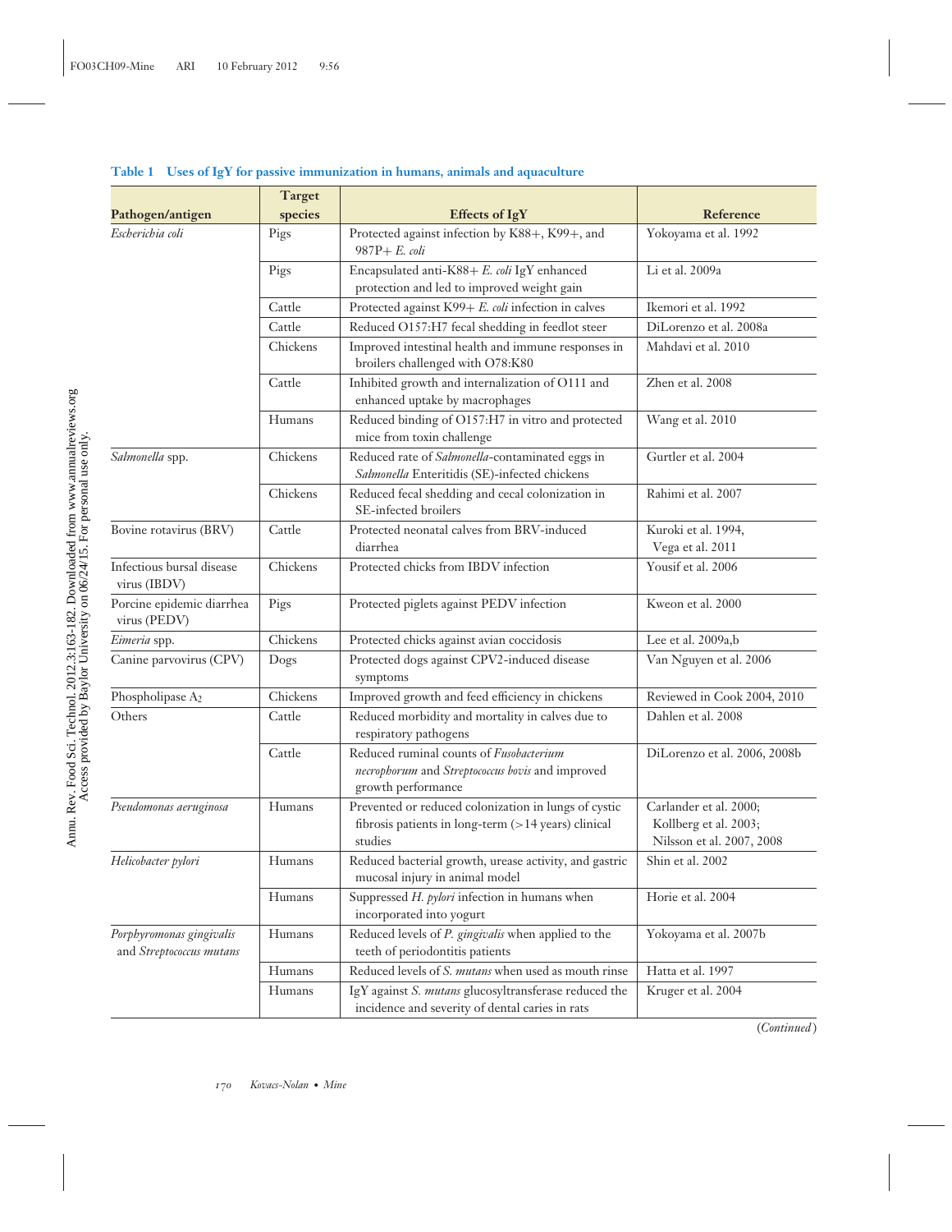**Table 1 Uses of IgY for passive immunization in humans, animals and aquaculture**

| Pathogen/antigen | Target species | Effects of IgY | Reference |
|---|---|---|---|
| *Escherichia coli* | Pigs | Protected against infection by K88+, K99+, and 987P+ *E. coli* | Yokoyama et al. 1992 |
| | Pigs | Encapsulated anti-K88+ *E. coli* IgY enhanced protection and led to improved weight gain | Li et al. 2009a |
| | Cattle | Protected against K99+ *E. coli* infection in calves | Ikemori et al. 1992 |
| | Cattle | Reduced O157:H7 fecal shedding in feedlot steer | DiLorenzo et al. 2008a |
| | Chickens | Improved intestinal health and immune responses in broilers challenged with O78:K80 | Mahdavi et al. 2010 |
| | Cattle | Inhibited growth and internalization of O111 and enhanced uptake by macrophages | Zhen et al. 2008 |
| | Humans | Reduced binding of O157:H7 in vitro and protected mice from toxin challenge | Wang et al. 2010 |
| *Salmonella* spp. | Chickens | Reduced rate of *Salmonella*-contaminated eggs in *Salmonella* Enteritidis (SE)-infected chickens | Gurtler et al. 2004 |
| | Chickens | Reduced fecal shedding and cecal colonization in SE-infected broilers | Rahimi et al. 2007 |
| Bovine rotavirus (BRV) | Cattle | Protected neonatal calves from BRV-induced diarrhea | Kuroki et al. 1994, Vega et al. 2011 |
| Infectious bursal disease virus (IBDV) | Chickens | Protected chicks from IBDV infection | Yousif et al. 2006 |
| Porcine epidemic diarrhea virus (PEDV) | Pigs | Protected piglets against PEDV infection | Kweon et al. 2000 |
| *Eimeria* spp. | Chickens | Protected chicks against avian coccidosis | Lee et al. 2009a,b |
| Canine parvovirus (CPV) | Dogs | Protected dogs against CPV2-induced disease symptoms | Van Nguyen et al. 2006 |
| Phospholipase $A_2$ | Chickens | Improved growth and feed efficiency in chickens | Reviewed in Cook 2004, 2010 |
| Others | Cattle | Reduced morbidity and mortality in calves due to respiratory pathogens | Dahlen et al. 2008 |
| | Cattle | Reduced ruminal counts of *Fusobacterium necrophorum* and *Streptococcus bovis* and improved growth performance | DiLorenzo et al. 2006, 2008b |
| *Pseudomonas aeruginosa* | Humans | Prevented or reduced colonization in lungs of cystic fibrosis patients in long-term (>14 years) clinical studies | Carlander et al. 2000; Kollberg et al. 2003; Nilsson et al. 2007, 2008 |
| *Helicobacter pylori* | Humans | Reduced bacterial growth, urease activity, and gastric mucosal injury in animal model | Shin et al. 2002 |
| | Humans | Suppressed *H. pylori* infection in humans when incorporated into yogurt | Horie et al. 2004 |
| *Porphyromonas gingivalis* and *Streptococcus mutans* | Humans | Reduced levels of *P. gingivalis* when applied to the teeth of periodontitis patients | Yokoyama et al. 2007b |
| | Humans | Reduced levels of *S. mutans* when used as mouth rinse | Hatta et al. 1997 |
| | Humans | IgY against *S. mutans* glucosyltransferase reduced the incidence and severity of dental caries in rats | Kruger et al. 2004 |

(*Continued*)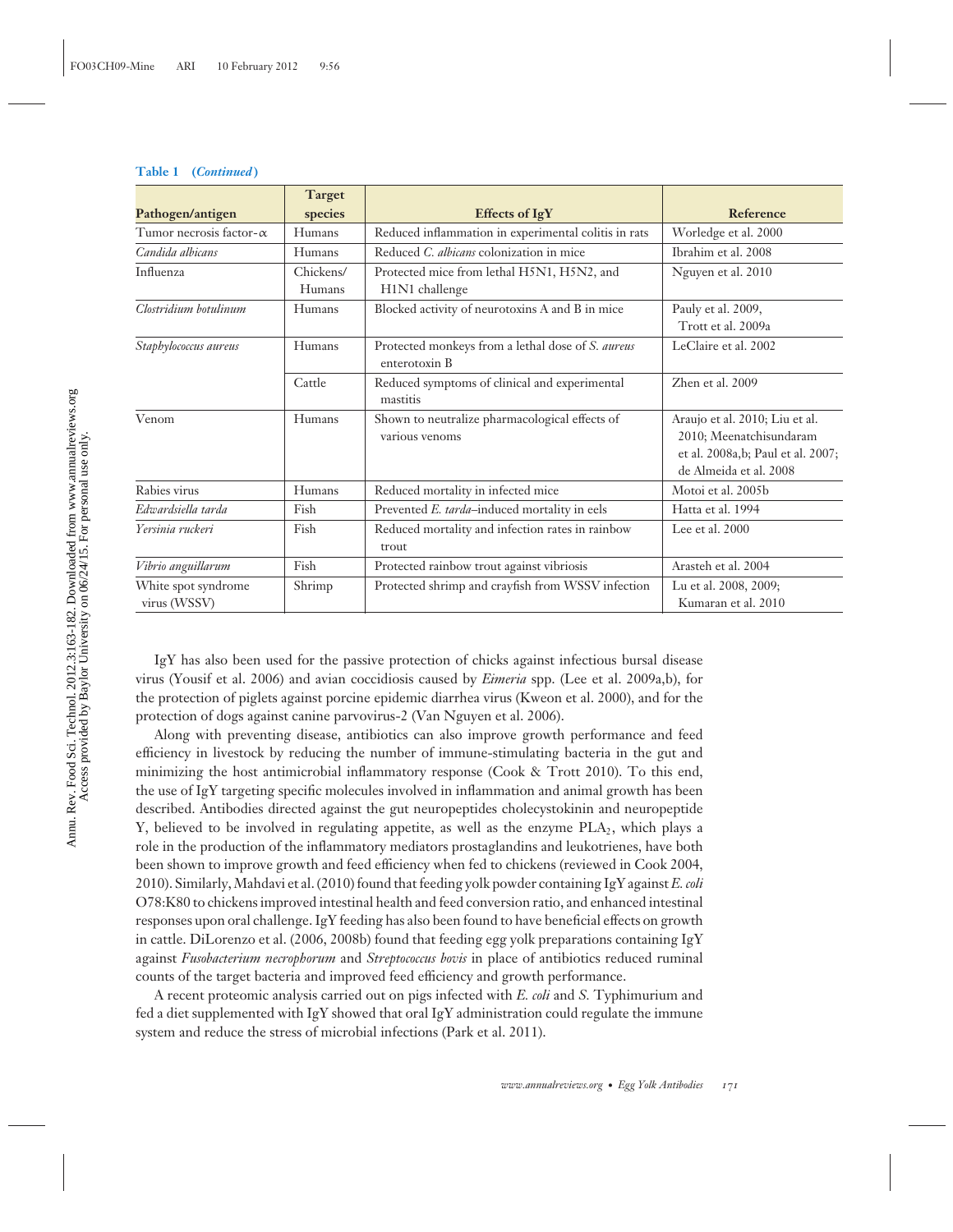**Table 1 (*Continued*)**

| Pathogen/antigen | Target species | Effects of IgY | Reference |
|---|---|---|---|
| Tumor necrosis factor-α | Humans | Reduced inflammation in experimental colitis in rats | Worledge et al. 2000 |
| *Candida albicans* | Humans | Reduced *C. albicans* colonization in mice | Ibrahim et al. 2008 |
| Influenza | Chickens/ Humans | Protected mice from lethal H5N1, H5N2, and H1N1 challenge | Nguyen et al. 2010 |
| *Clostridium botulinum* | Humans | Blocked activity of neurotoxins A and B in mice | Pauly et al. 2009, Trott et al. 2009a |
| *Staphylococcus aureus* | Humans | Protected monkeys from a lethal dose of *S. aureus* enterotoxin B | LeClaire et al. 2002 |
| | Cattle | Reduced symptoms of clinical and experimental mastitis | Zhen et al. 2009 |
| Venom | Humans | Shown to neutralize pharmacological effects of various venoms | Araujo et al. 2010; Liu et al. 2010; Meenatchisundaram et al. 2008a,b; Paul et al. 2007; de Almeida et al. 2008 |
| Rabies virus | Humans | Reduced mortality in infected mice | Motoi et al. 2005b |
| *Edwardsiella tarda* | Fish | Prevented *E. tarda*–induced mortality in eels | Hatta et al. 1994 |
| *Yersinia ruckeri* | Fish | Reduced mortality and infection rates in rainbow trout | Lee et al. 2000 |
| *Vibrio anguillarum* | Fish | Protected rainbow trout against vibriosis | Arasteh et al. 2004 |
| White spot syndrome virus (WSSV) | Shrimp | Protected shrimp and crayfish from WSSV infection | Lu et al. 2008, 2009; Kumaran et al. 2010 |

IgY has also been used for the passive protection of chicks against infectious bursal disease virus (Yousif et al. 2006) and avian coccidiosis caused by *Eimeria* spp. (Lee et al. 2009a,b), for the protection of piglets against porcine epidemic diarrhea virus (Kweon et al. 2000), and for the protection of dogs against canine parvovirus-2 (Van Nguyen et al. 2006).

Along with preventing disease, antibiotics can also improve growth performance and feed efficiency in livestock by reducing the number of immune-stimulating bacteria in the gut and minimizing the host antimicrobial inflammatory response (Cook & Trott 2010). To this end, the use of IgY targeting specific molecules involved in inflammation and animal growth has been described. Antibodies directed against the gut neuropeptides cholecystokinin and neuropeptide Y, believed to be involved in regulating appetite, as well as the enzyme $PLA_2$, which plays a role in the production of the inflammatory mediators prostaglandins and leukotrienes, have both been shown to improve growth and feed efficiency when fed to chickens (reviewed in Cook 2004, 2010). Similarly, Mahdavi et al. (2010) found that feeding yolk powder containing IgY against *E. coli* O78:K80 to chickens improved intestinal health and feed conversion ratio, and enhanced intestinal responses upon oral challenge. IgY feeding has also been found to have beneficial effects on growth in cattle. DiLorenzo et al. (2006, 2008b) found that feeding egg yolk preparations containing IgY against *Fusobacterium necrophorum* and *Streptococcus bovis* in place of antibiotics reduced ruminal counts of the target bacteria and improved feed efficiency and growth performance.

A recent proteomic analysis carried out on pigs infected with *E. coli* and *S.* Typhimurium and fed a diet supplemented with IgY showed that oral IgY administration could regulate the immune system and reduce the stress of microbial infections (Park et al. 2011).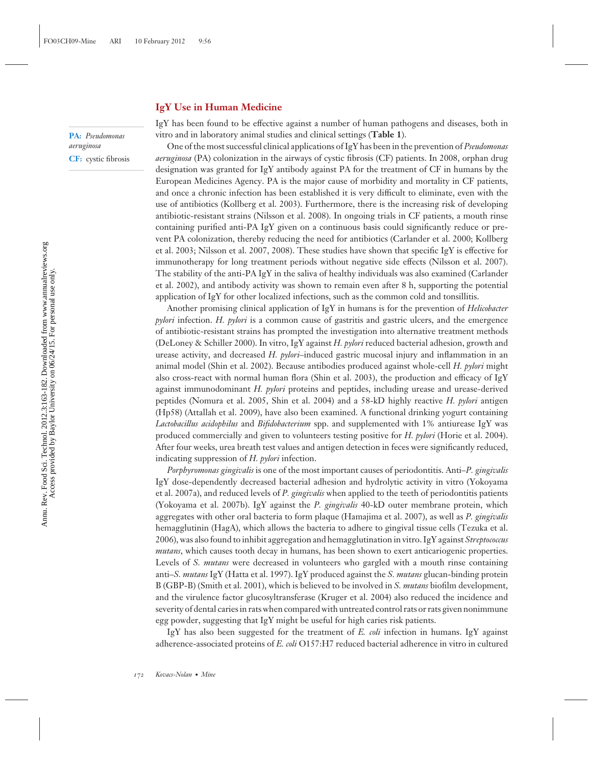## IgY Use in Human Medicine

**PA:** *Pseudomonas aeruginosa*

**CF:** cystic fibrosis

IgY has been found to be effective against a number of human pathogens and diseases, both in vitro and in laboratory animal studies and clinical settings (**Table 1**).

One of the most successful clinical applications of IgY has been in the prevention of *Pseudomonas aeruginosa* (PA) colonization in the airways of cystic fibrosis (CF) patients. In 2008, orphan drug designation was granted for IgY antibody against PA for the treatment of CF in humans by the European Medicines Agency. PA is the major cause of morbidity and mortality in CF patients, and once a chronic infection has been established it is very difficult to eliminate, even with the use of antibiotics (Kollberg et al. 2003). Furthermore, there is the increasing risk of developing antibiotic-resistant strains (Nilsson et al. 2008). In ongoing trials in CF patients, a mouth rinse containing purified anti-PA IgY given on a continuous basis could significantly reduce or prevent PA colonization, thereby reducing the need for antibiotics (Carlander et al. 2000; Kollberg et al. 2003; Nilsson et al. 2007, 2008). These studies have shown that specific IgY is effective for immunotherapy for long treatment periods without negative side effects (Nilsson et al. 2007). The stability of the anti-PA IgY in the saliva of healthy individuals was also examined (Carlander et al. 2002), and antibody activity was shown to remain even after 8 h, supporting the potential application of IgY for other localized infections, such as the common cold and tonsillitis.

Another promising clinical application of IgY in humans is for the prevention of *Helicobacter pylori* infection. *H. pylori* is a common cause of gastritis and gastric ulcers, and the emergence of antibiotic-resistant strains has prompted the investigation into alternative treatment methods (DeLoney & Schiller 2000). In vitro, IgY against *H. pylori* reduced bacterial adhesion, growth and urease activity, and decreased *H. pylori*–induced gastric mucosal injury and inflammation in an animal model (Shin et al. 2002). Because antibodies produced against whole-cell *H. pylori* might also cross-react with normal human flora (Shin et al. 2003), the production and efficacy of IgY against immunodominant *H. pylori* proteins and peptides, including urease and urease-derived peptides (Nomura et al. 2005, Shin et al. 2004) and a 58-kD highly reactive *H. pylori* antigen (Hp58) (Attallah et al. 2009), have also been examined. A functional drinking yogurt containing *Lactobacillus acidophilus* and *Bifidobacterium* spp. and supplemented with 1% antiurease IgY was produced commercially and given to volunteers testing positive for *H. pylori* (Horie et al. 2004). After four weeks, urea breath test values and antigen detection in feces were significantly reduced, indicating suppression of *H. pylori* infection.

*Porphyromonas gingivalis* is one of the most important causes of periodontitis. Anti–*P. gingivalis* IgY dose-dependently decreased bacterial adhesion and hydrolytic activity in vitro (Yokoyama et al. 2007a), and reduced levels of *P. gingivalis* when applied to the teeth of periodontitis patients (Yokoyama et al. 2007b). IgY against the *P. gingivalis* 40-kD outer membrane protein, which aggregates with other oral bacteria to form plaque (Hamajima et al. 2007), as well as *P. gingivalis* hemagglutinin (HagA), which allows the bacteria to adhere to gingival tissue cells (Tezuka et al. 2006), was also found to inhibit aggregation and hemagglutination in vitro. IgY against *Streptococcus mutans*, which causes tooth decay in humans, has been shown to exert anticariogenic properties. Levels of *S. mutans* were decreased in volunteers who gargled with a mouth rinse containing anti–*S. mutans* IgY (Hatta et al. 1997). IgY produced against the *S. mutans* glucan-binding protein B (GBP-B) (Smith et al. 2001), which is believed to be involved in *S. mutans* biofilm development, and the virulence factor glucosyltransferase (Kruger et al. 2004) also reduced the incidence and severity of dental caries in rats when compared with untreated control rats or rats given nonimmune egg powder, suggesting that IgY might be useful for high caries risk patients.

IgY has also been suggested for the treatment of *E. coli* infection in humans. IgY against adherence-associated proteins of *E. coli* O157:H7 reduced bacterial adherence in vitro in cultured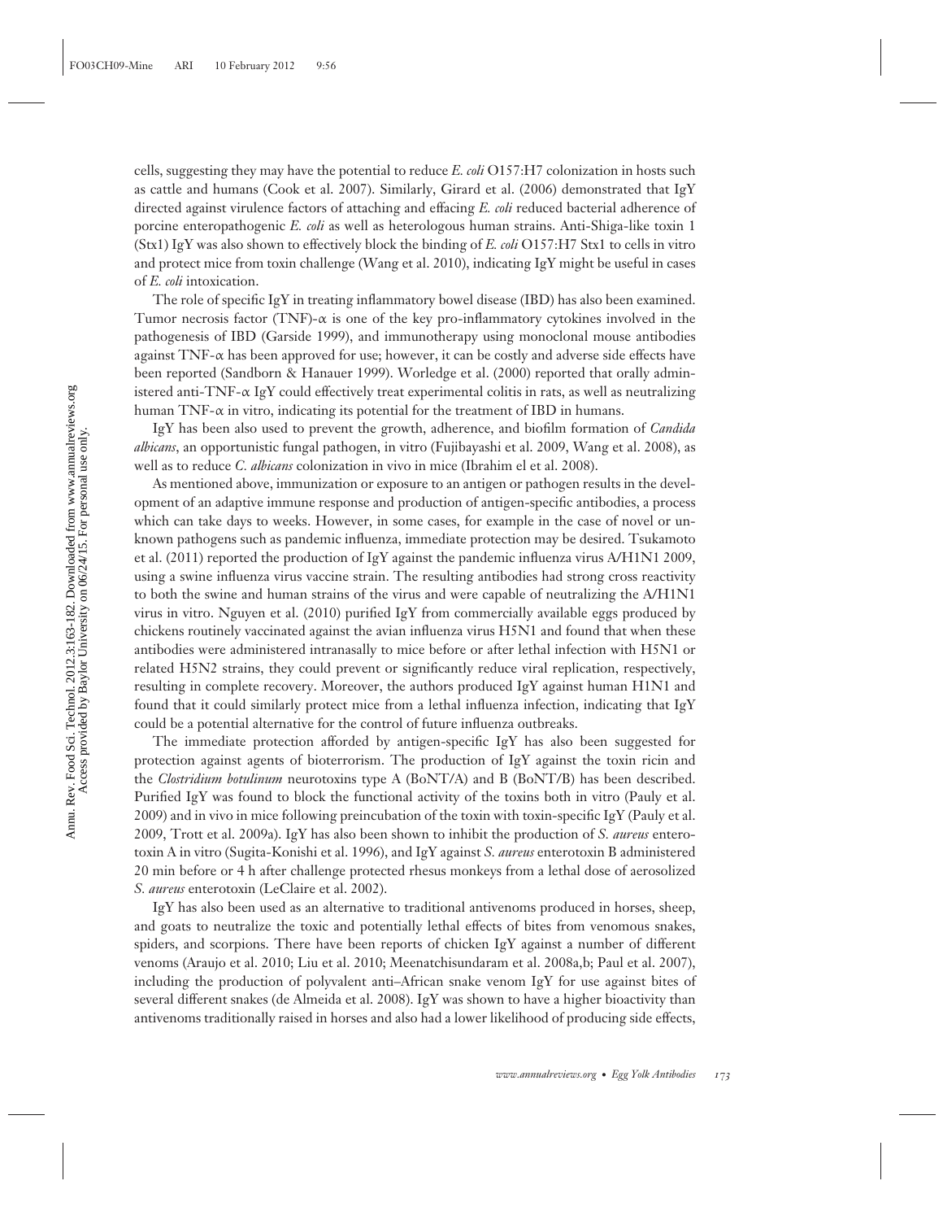cells, suggesting they may have the potential to reduce *E. coli* O157:H7 colonization in hosts such as cattle and humans (Cook et al. 2007). Similarly, Girard et al. (2006) demonstrated that IgY directed against virulence factors of attaching and effacing *E. coli* reduced bacterial adherence of porcine enteropathogenic *E. coli* as well as heterologous human strains. Anti-Shiga-like toxin 1 (Stx1) IgY was also shown to effectively block the binding of *E. coli* O157:H7 Stx1 to cells in vitro and protect mice from toxin challenge (Wang et al. 2010), indicating IgY might be useful in cases of *E. coli* intoxication.

The role of specific IgY in treating inflammatory bowel disease (IBD) has also been examined. Tumor necrosis factor (TNF)-$\alpha$ is one of the key pro-inflammatory cytokines involved in the pathogenesis of IBD (Garside 1999), and immunotherapy using monoclonal mouse antibodies against TNF-$\alpha$ has been approved for use; however, it can be costly and adverse side effects have been reported (Sandborn & Hanauer 1999). Worledge et al. (2000) reported that orally administered anti-TNF-$\alpha$ IgY could effectively treat experimental colitis in rats, as well as neutralizing human TNF-$\alpha$ in vitro, indicating its potential for the treatment of IBD in humans.

IgY has been also used to prevent the growth, adherence, and biofilm formation of *Candida albicans*, an opportunistic fungal pathogen, in vitro (Fujibayashi et al. 2009, Wang et al. 2008), as well as to reduce *C. albicans* colonization in vivo in mice (Ibrahim el et al. 2008).

As mentioned above, immunization or exposure to an antigen or pathogen results in the development of an adaptive immune response and production of antigen-specific antibodies, a process which can take days to weeks. However, in some cases, for example in the case of novel or unknown pathogens such as pandemic influenza, immediate protection may be desired. Tsukamoto et al. (2011) reported the production of IgY against the pandemic influenza virus A/H1N1 2009, using a swine influenza virus vaccine strain. The resulting antibodies had strong cross reactivity to both the swine and human strains of the virus and were capable of neutralizing the A/H1N1 virus in vitro. Nguyen et al. (2010) purified IgY from commercially available eggs produced by chickens routinely vaccinated against the avian influenza virus H5N1 and found that when these antibodies were administered intranasally to mice before or after lethal infection with H5N1 or related H5N2 strains, they could prevent or significantly reduce viral replication, respectively, resulting in complete recovery. Moreover, the authors produced IgY against human H1N1 and found that it could similarly protect mice from a lethal influenza infection, indicating that IgY could be a potential alternative for the control of future influenza outbreaks.

The immediate protection afforded by antigen-specific IgY has also been suggested for protection against agents of bioterrorism. The production of IgY against the toxin ricin and the *Clostridium botulinum* neurotoxins type A (BoNT/A) and B (BoNT/B) has been described. Purified IgY was found to block the functional activity of the toxins both in vitro (Pauly et al. 2009) and in vivo in mice following preincubation of the toxin with toxin-specific IgY (Pauly et al. 2009, Trott et al. 2009a). IgY has also been shown to inhibit the production of *S. aureus* enterotoxin A in vitro (Sugita-Konishi et al. 1996), and IgY against *S. aureus* enterotoxin B administered 20 min before or 4 h after challenge protected rhesus monkeys from a lethal dose of aerosolized *S. aureus* enterotoxin (LeClaire et al. 2002).

IgY has also been used as an alternative to traditional antivenoms produced in horses, sheep, and goats to neutralize the toxic and potentially lethal effects of bites from venomous snakes, spiders, and scorpions. There have been reports of chicken IgY against a number of different venoms (Araujo et al. 2010; Liu et al. 2010; Meenatchisundaram et al. 2008a,b; Paul et al. 2007), including the production of polyvalent anti–African snake venom IgY for use against bites of several different snakes (de Almeida et al. 2008). IgY was shown to have a higher bioactivity than antivenoms traditionally raised in horses and also had a lower likelihood of producing side effects,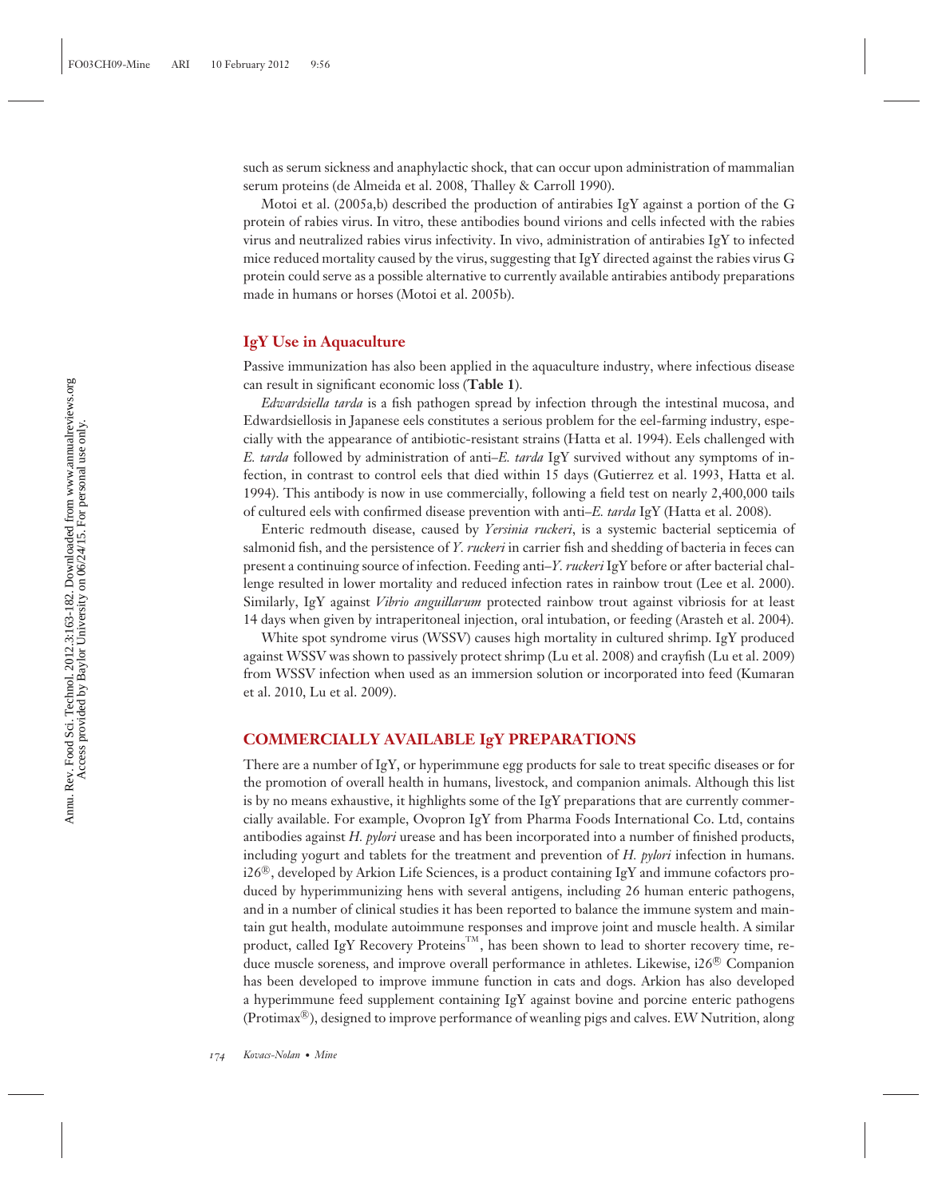such as serum sickness and anaphylactic shock, that can occur upon administration of mammalian serum proteins (de Almeida et al. 2008, Thalley & Carroll 1990).

Motoi et al. (2005a,b) described the production of antirabies IgY against a portion of the G protein of rabies virus. In vitro, these antibodies bound virions and cells infected with the rabies virus and neutralized rabies virus infectivity. In vivo, administration of antirabies IgY to infected mice reduced mortality caused by the virus, suggesting that IgY directed against the rabies virus G protein could serve as a possible alternative to currently available antirabies antibody preparations made in humans or horses (Motoi et al. 2005b).

### IgY Use in Aquaculture

Passive immunization has also been applied in the aquaculture industry, where infectious disease can result in significant economic loss (**Table 1**).

*Edwardsiella tarda* is a fish pathogen spread by infection through the intestinal mucosa, and Edwardsiellosis in Japanese eels constitutes a serious problem for the eel-farming industry, especially with the appearance of antibiotic-resistant strains (Hatta et al. 1994). Eels challenged with *E. tarda* followed by administration of anti–*E. tarda* IgY survived without any symptoms of infection, in contrast to control eels that died within 15 days (Gutierrez et al. 1993, Hatta et al. 1994). This antibody is now in use commercially, following a field test on nearly 2,400,000 tails of cultured eels with confirmed disease prevention with anti–*E. tarda* IgY (Hatta et al. 2008).

Enteric redmouth disease, caused by *Yersinia ruckeri*, is a systemic bacterial septicemia of salmonid fish, and the persistence of *Y. ruckeri* in carrier fish and shedding of bacteria in feces can present a continuing source of infection. Feeding anti–*Y. ruckeri* IgY before or after bacterial challenge resulted in lower mortality and reduced infection rates in rainbow trout (Lee et al. 2000). Similarly, IgY against *Vibrio anguillarum* protected rainbow trout against vibriosis for at least 14 days when given by intraperitoneal injection, oral intubation, or feeding (Arasteh et al. 2004).

White spot syndrome virus (WSSV) causes high mortality in cultured shrimp. IgY produced against WSSV was shown to passively protect shrimp (Lu et al. 2008) and crayfish (Lu et al. 2009) from WSSV infection when used as an immersion solution or incorporated into feed (Kumaran et al. 2010, Lu et al. 2009).

## COMMERCIALLY AVAILABLE IgY PREPARATIONS

There are a number of IgY, or hyperimmune egg products for sale to treat specific diseases or for the promotion of overall health in humans, livestock, and companion animals. Although this list is by no means exhaustive, it highlights some of the IgY preparations that are currently commercially available. For example, Ovopron IgY from Pharma Foods International Co. Ltd, contains antibodies against *H. pylori* urease and has been incorporated into a number of finished products, including yogurt and tablets for the treatment and prevention of *H. pylori* infection in humans. i26®, developed by Arkion Life Sciences, is a product containing IgY and immune cofactors produced by hyperimmunizing hens with several antigens, including 26 human enteric pathogens, and in a number of clinical studies it has been reported to balance the immune system and maintain gut health, modulate autoimmune responses and improve joint and muscle health. A similar product, called IgY Recovery Proteins™, has been shown to lead to shorter recovery time, reduce muscle soreness, and improve overall performance in athletes. Likewise, i26® Companion has been developed to improve immune function in cats and dogs. Arkion has also developed a hyperimmune feed supplement containing IgY against bovine and porcine enteric pathogens (Protimax®), designed to improve performance of weanling pigs and calves. EW Nutrition, along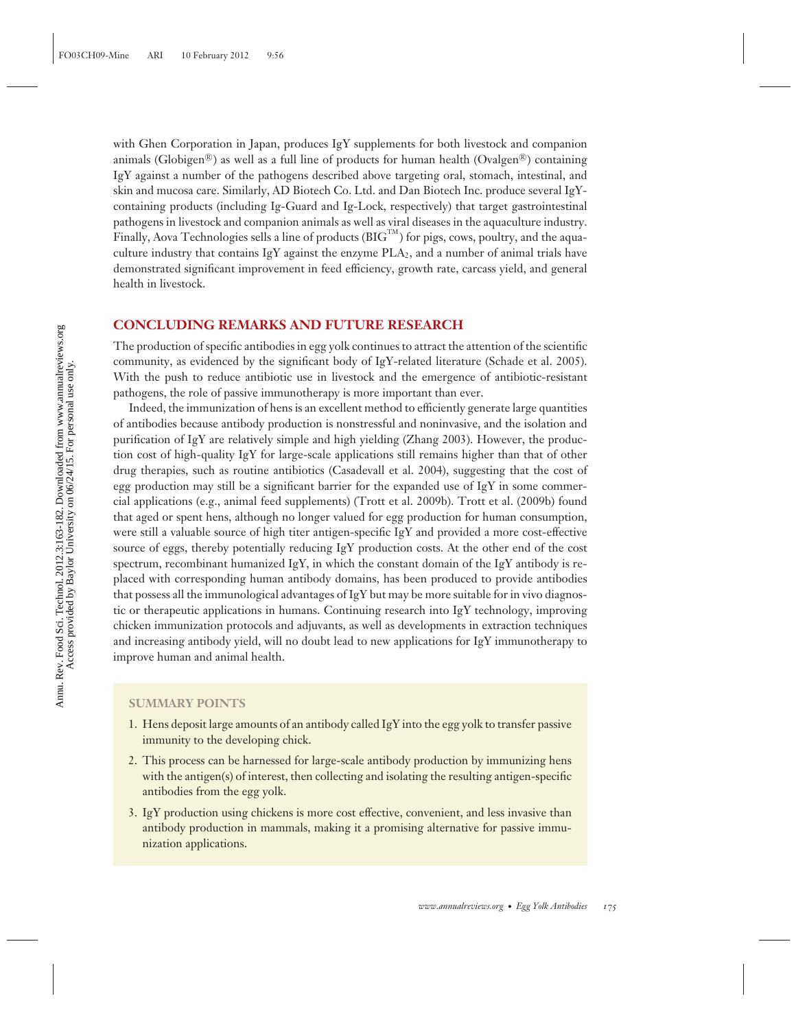with Ghen Corporation in Japan, produces IgY supplements for both livestock and companion animals (Globigen®) as well as a full line of products for human health (Ovalgen®) containing IgY against a number of the pathogens described above targeting oral, stomach, intestinal, and skin and mucosa care. Similarly, AD Biotech Co. Ltd. and Dan Biotech Inc. produce several IgY-containing products (including Ig-Guard and Ig-Lock, respectively) that target gastrointestinal pathogens in livestock and companion animals as well as viral diseases in the aquaculture industry. Finally, Aova Technologies sells a line of products (BIG™) for pigs, cows, poultry, and the aquaculture industry that contains IgY against the enzyme $PLA_2$, and a number of animal trials have demonstrated significant improvement in feed efficiency, growth rate, carcass yield, and general health in livestock.

## CONCLUDING REMARKS AND FUTURE RESEARCH

The production of specific antibodies in egg yolk continues to attract the attention of the scientific community, as evidenced by the significant body of IgY-related literature (Schade et al. 2005). With the push to reduce antibiotic use in livestock and the emergence of antibiotic-resistant pathogens, the role of passive immunotherapy is more important than ever.

Indeed, the immunization of hens is an excellent method to efficiently generate large quantities of antibodies because antibody production is nonstressful and noninvasive, and the isolation and purification of IgY are relatively simple and high yielding (Zhang 2003). However, the production cost of high-quality IgY for large-scale applications still remains higher than that of other drug therapies, such as routine antibiotics (Casadevall et al. 2004), suggesting that the cost of egg production may still be a significant barrier for the expanded use of IgY in some commercial applications (e.g., animal feed supplements) (Trott et al. 2009b). Trott et al. (2009b) found that aged or spent hens, although no longer valued for egg production for human consumption, were still a valuable source of high titer antigen-specific IgY and provided a more cost-effective source of eggs, thereby potentially reducing IgY production costs. At the other end of the cost spectrum, recombinant humanized IgY, in which the constant domain of the IgY antibody is replaced with corresponding human antibody domains, has been produced to provide antibodies that possess all the immunological advantages of IgY but may be more suitable for in vivo diagnostic or therapeutic applications in humans. Continuing research into IgY technology, improving chicken immunization protocols and adjuvants, as well as developments in extraction techniques and increasing antibody yield, will no doubt lead to new applications for IgY immunotherapy to improve human and animal health.

### SUMMARY POINTS

1. Hens deposit large amounts of an antibody called IgY into the egg yolk to transfer passive immunity to the developing chick.
2. This process can be harnessed for large-scale antibody production by immunizing hens with the antigen(s) of interest, then collecting and isolating the resulting antigen-specific antibodies from the egg yolk.
3. IgY production using chickens is more cost effective, convenient, and less invasive than antibody production in mammals, making it a promising alternative for passive immunization applications.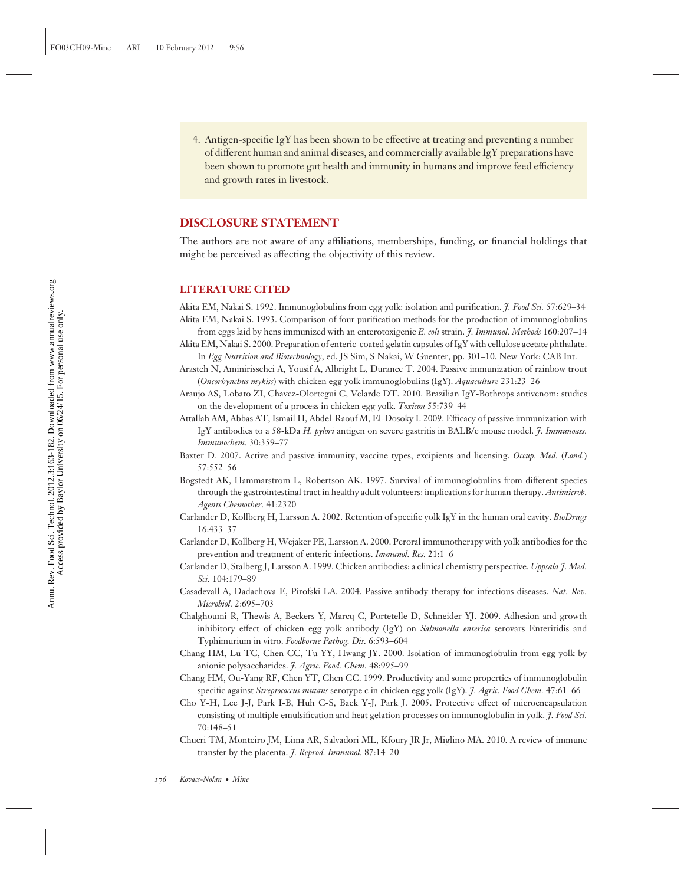4. Antigen-specific IgY has been shown to be effective at treating and preventing a number of different human and animal diseases, and commercially available IgY preparations have been shown to promote gut health and immunity in humans and improve feed efficiency and growth rates in livestock.

## DISCLOSURE STATEMENT

The authors are not aware of any affiliations, memberships, funding, or financial holdings that might be perceived as affecting the objectivity of this review.

## LITERATURE CITED

Akita EM, Nakai S. 1992. Immunoglobulins from egg yolk: isolation and purification. *J. Food Sci.* 57:629–34

Akita EM, Nakai S. 1993. Comparison of four purification methods for the production of immunoglobulins from eggs laid by hens immunized with an enterotoxigenic *E. coli* strain. *J. Immunol. Methods* 160:207–14

Akita EM, Nakai S. 2000. Preparation of enteric-coated gelatin capsules of IgY with cellulose acetate phthalate. In *Egg Nutrition and Biotechnology*, ed. JS Sim, S Nakai, W Guenter, pp. 301–10. New York: CAB Int.

Arasteh N, Aminirissehei A, Yousif A, Albright L, Durance T. 2004. Passive immunization of rainbow trout (*Oncorhynchus mykiss*) with chicken egg yolk immunoglobulins (IgY). *Aquaculture* 231:23–26

Araujo AS, Lobato ZI, Chavez-Olortegui C, Velarde DT. 2010. Brazilian IgY-Bothrops antivenom: studies on the development of a process in chicken egg yolk. *Toxicon* 55:739–44

Attallah AM, Abbas AT, Ismail H, Abdel-Raouf M, El-Dosoky I. 2009. Efficacy of passive immunization with IgY antibodies to a 58-kDa *H. pylori* antigen on severe gastritis in BALB/c mouse model. *J. Immunoass. Immunochem.* 30:359–77

Baxter D. 2007. Active and passive immunity, vaccine types, excipients and licensing. *Occup. Med.* (*Lond.*) 57:552–56

Bogstedt AK, Hammarstrom L, Robertson AK. 1997. Survival of immunoglobulins from different species through the gastrointestinal tract in healthy adult volunteers: implications for human therapy. *Antimicrob. Agents Chemother.* 41:2320

Carlander D, Kollberg H, Larsson A. 2002. Retention of specific yolk IgY in the human oral cavity. *BioDrugs* 16:433–37

Carlander D, Kollberg H, Wejaker PE, Larsson A. 2000. Peroral immunotherapy with yolk antibodies for the prevention and treatment of enteric infections. *Immunol. Res.* 21:1–6

Carlander D, Stalberg J, Larsson A. 1999. Chicken antibodies: a clinical chemistry perspective. *Uppsala J. Med. Sci.* 104:179–89

Casadevall A, Dadachova E, Pirofski LA. 2004. Passive antibody therapy for infectious diseases. *Nat. Rev. Microbiol.* 2:695–703

Chalghoumi R, Thewis A, Beckers Y, Marcq C, Portetelle D, Schneider YJ. 2009. Adhesion and growth inhibitory effect of chicken egg yolk antibody (IgY) on *Salmonella enterica* serovars Enteritidis and Typhimurium in vitro. *Foodborne Pathog. Dis.* 6:593–604

Chang HM, Lu TC, Chen CC, Tu YY, Hwang JY. 2000. Isolation of immunoglobulin from egg yolk by anionic polysaccharides. *J. Agric. Food. Chem.* 48:995–99

Chang HM, Ou-Yang RF, Chen YT, Chen CC. 1999. Productivity and some properties of immunoglobulin specific against *Streptococcus mutans* serotype c in chicken egg yolk (IgY). *J. Agric. Food Chem.* 47:61–66

Cho Y-H, Lee J-J, Park I-B, Huh C-S, Baek Y-J, Park J. 2005. Protective effect of microencapsulation consisting of multiple emulsification and heat gelation processes on immunoglobulin in yolk. *J. Food Sci.* 70:148–51

Chucri TM, Monteiro JM, Lima AR, Salvadori ML, Kfoury JR Jr, Miglino MA. 2010. A review of immune transfer by the placenta. *J. Reprod. Immunol.* 87:14–20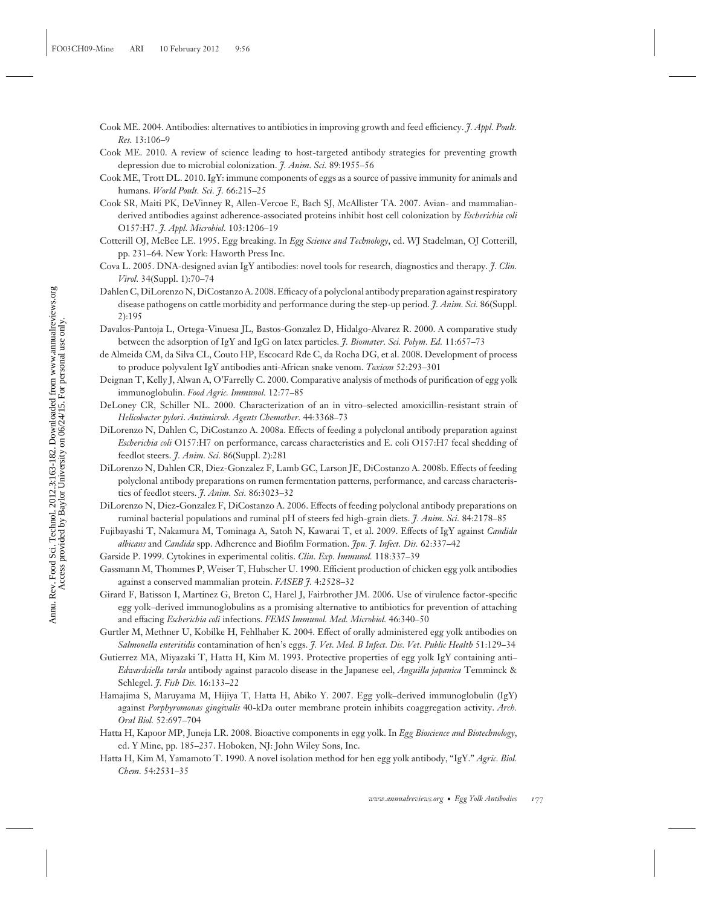Cook ME. 2004. Antibodies: alternatives to antibiotics in improving growth and feed efficiency. *J. Appl. Poult. Res.* 13:106–9

Cook ME. 2010. A review of science leading to host-targeted antibody strategies for preventing growth depression due to microbial colonization. *J. Anim. Sci.* 89:1955–56

Cook ME, Trott DL. 2010. IgY: immune components of eggs as a source of passive immunity for animals and humans. *World Poult. Sci. J.* 66:215–25

Cook SR, Maiti PK, DeVinney R, Allen-Vercoe E, Bach SJ, McAllister TA. 2007. Avian- and mammalian-derived antibodies against adherence-associated proteins inhibit host cell colonization by *Escherichia coli* O157:H7. *J. Appl. Microbiol.* 103:1206–19

Cotterill OJ, McBee LE. 1995. Egg breaking. In *Egg Science and Technology*, ed. WJ Stadelman, OJ Cotterill, pp. 231–64. New York: Haworth Press Inc.

Cova L. 2005. DNA-designed avian IgY antibodies: novel tools for research, diagnostics and therapy. *J. Clin. Virol.* 34(Suppl. 1):70–74

Dahlen C, DiLorenzo N, DiCostanzo A. 2008. Efficacy of a polyclonal antibody preparation against respiratory disease pathogens on cattle morbidity and performance during the step-up period. *J. Anim. Sci.* 86(Suppl. 2):195

Davalos-Pantoja L, Ortega-Vinuesa JL, Bastos-Gonzalez D, Hidalgo-Alvarez R. 2000. A comparative study between the adsorption of IgY and IgG on latex particles. *J. Biomater. Sci. Polym. Ed.* 11:657–73

de Almeida CM, da Silva CL, Couto HP, Escocard Rde C, da Rocha DG, et al. 2008. Development of process to produce polyvalent IgY antibodies anti-African snake venom. *Toxicon* 52:293–301

Deignan T, Kelly J, Alwan A, O'Farrelly C. 2000. Comparative analysis of methods of purification of egg yolk immunoglobulin. *Food Agric. Immunol.* 12:77–85

DeLoney CR, Schiller NL. 2000. Characterization of an in vitro–selected amoxicillin-resistant strain of *Helicobacter pylori*. *Antimicrob. Agents Chemother.* 44:3368–73

DiLorenzo N, Dahlen C, DiCostanzo A. 2008a. Effects of feeding a polyclonal antibody preparation against *Escherichia coli* O157:H7 on performance, carcass characteristics and E. coli O157:H7 fecal shedding of feedlot steers. *J. Anim. Sci.* 86(Suppl. 2):281

DiLorenzo N, Dahlen CR, Diez-Gonzalez F, Lamb GC, Larson JE, DiCostanzo A. 2008b. Effects of feeding polyclonal antibody preparations on rumen fermentation patterns, performance, and carcass characteristics of feedlot steers. *J. Anim. Sci.* 86:3023–32

DiLorenzo N, Diez-Gonzalez F, DiCostanzo A. 2006. Effects of feeding polyclonal antibody preparations on ruminal bacterial populations and ruminal pH of steers fed high-grain diets. *J. Anim. Sci.* 84:2178–85

Fujibayashi T, Nakamura M, Tominaga A, Satoh N, Kawarai T, et al. 2009. Effects of IgY against *Candida albicans* and *Candida* spp. Adherence and Biofilm Formation. *Jpn. J. Infect. Dis.* 62:337–42

Garside P. 1999. Cytokines in experimental colitis. *Clin. Exp. Immunol.* 118:337–39

Gassmann M, Thommes P, Weiser T, Hubscher U. 1990. Efficient production of chicken egg yolk antibodies against a conserved mammalian protein. *FASEB J.* 4:2528–32

Girard F, Batisson I, Martinez G, Breton C, Harel J, Fairbrother JM. 2006. Use of virulence factor-specific egg yolk–derived immunoglobulins as a promising alternative to antibiotics for prevention of attaching and effacing *Escherichia coli* infections. *FEMS Immunol. Med. Microbiol.* 46:340–50

Gurtler M, Methner U, Kobilke H, Fehlhaber K. 2004. Effect of orally administered egg yolk antibodies on *Salmonella enteritidis* contamination of hen's eggs. *J. Vet. Med. B Infect. Dis. Vet. Public Health* 51:129–34

Gutierrez MA, Miyazaki T, Hatta H, Kim M. 1993. Protective properties of egg yolk IgY containing anti–*Edwardsiella tarda* antibody against paracolo disease in the Japanese eel, *Anguilla japanica* Temminck & Schlegel. *J. Fish Dis.* 16:133–22

Hamajima S, Maruyama M, Hijiya T, Hatta H, Abiko Y. 2007. Egg yolk–derived immunoglobulin (IgY) against *Porphyromonas gingivalis* 40-kDa outer membrane protein inhibits coaggregation activity. *Arch. Oral Biol.* 52:697–704

Hatta H, Kapoor MP, Juneja LR. 2008. Bioactive components in egg yolk. In *Egg Bioscience and Biotechnology*, ed. Y Mine, pp. 185–237. Hoboken, NJ: John Wiley Sons, Inc.

Hatta H, Kim M, Yamamoto T. 1990. A novel isolation method for hen egg yolk antibody, "IgY." *Agric. Biol. Chem.* 54:2531–35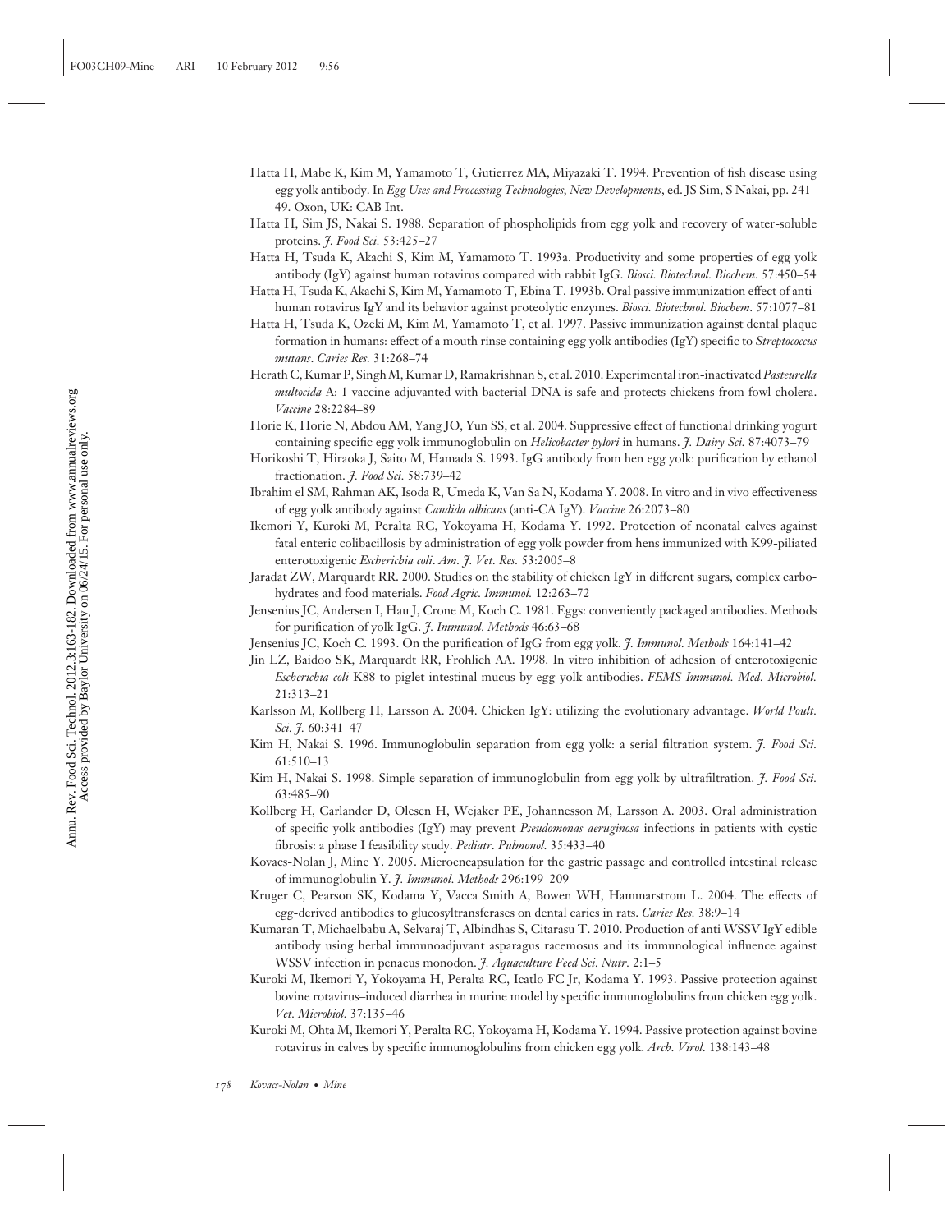Hatta H, Mabe K, Kim M, Yamamoto T, Gutierrez MA, Miyazaki T. 1994. Prevention of fish disease using egg yolk antibody. In *Egg Uses and Processing Technologies, New Developments*, ed. JS Sim, S Nakai, pp. 241–49. Oxon, UK: CAB Int.

Hatta H, Sim JS, Nakai S. 1988. Separation of phospholipids from egg yolk and recovery of water-soluble proteins. *J. Food Sci.* 53:425–27

Hatta H, Tsuda K, Akachi S, Kim M, Yamamoto T. 1993a. Productivity and some properties of egg yolk antibody (IgY) against human rotavirus compared with rabbit IgG. *Biosci. Biotechnol. Biochem.* 57:450–54

Hatta H, Tsuda K, Akachi S, Kim M, Yamamoto T, Ebina T. 1993b. Oral passive immunization effect of anti-human rotavirus IgY and its behavior against proteolytic enzymes. *Biosci. Biotechnol. Biochem.* 57:1077–81

Hatta H, Tsuda K, Ozeki M, Kim M, Yamamoto T, et al. 1997. Passive immunization against dental plaque formation in humans: effect of a mouth rinse containing egg yolk antibodies (IgY) specific to *Streptococcus mutans*. *Caries Res.* 31:268–74

Herath C, Kumar P, Singh M, Kumar D, Ramakrishnan S, et al. 2010. Experimental iron-inactivated *Pasteurella multocida* A: 1 vaccine adjuvanted with bacterial DNA is safe and protects chickens from fowl cholera. *Vaccine* 28:2284–89

Horie K, Horie N, Abdou AM, Yang JO, Yun SS, et al. 2004. Suppressive effect of functional drinking yogurt containing specific egg yolk immunoglobulin on *Helicobacter pylori* in humans. *J. Dairy Sci.* 87:4073–79

Horikoshi T, Hiraoka J, Saito M, Hamada S. 1993. IgG antibody from hen egg yolk: purification by ethanol fractionation. *J. Food Sci.* 58:739–42

Ibrahim el SM, Rahman AK, Isoda R, Umeda K, Van Sa N, Kodama Y. 2008. In vitro and in vivo effectiveness of egg yolk antibody against *Candida albicans* (anti-CA IgY). *Vaccine* 26:2073–80

Ikemori Y, Kuroki M, Peralta RC, Yokoyama H, Kodama Y. 1992. Protection of neonatal calves against fatal enteric colibacillosis by administration of egg yolk powder from hens immunized with K99-piliated enterotoxigenic *Escherichia coli*. *Am. J. Vet. Res.* 53:2005–8

Jaradat ZW, Marquardt RR. 2000. Studies on the stability of chicken IgY in different sugars, complex carbohydrates and food materials. *Food Agric. Immunol.* 12:263–72

Jensenius JC, Andersen I, Hau J, Crone M, Koch C. 1981. Eggs: conveniently packaged antibodies. Methods for purification of yolk IgG. *J. Immunol. Methods* 46:63–68

Jensenius JC, Koch C. 1993. On the purification of IgG from egg yolk. *J. Immunol. Methods* 164:141–42

Jin LZ, Baidoo SK, Marquardt RR, Frohlich AA. 1998. In vitro inhibition of adhesion of enterotoxigenic *Escherichia coli* K88 to piglet intestinal mucus by egg-yolk antibodies. *FEMS Immunol. Med. Microbiol.* 21:313–21

Karlsson M, Kollberg H, Larsson A. 2004. Chicken IgY: utilizing the evolutionary advantage. *World Poult. Sci. J.* 60:341–47

Kim H, Nakai S. 1996. Immunoglobulin separation from egg yolk: a serial filtration system. *J. Food Sci.* 61:510–13

Kim H, Nakai S. 1998. Simple separation of immunoglobulin from egg yolk by ultrafiltration. *J. Food Sci.* 63:485–90

Kollberg H, Carlander D, Olesen H, Wejaker PE, Johannesson M, Larsson A. 2003. Oral administration of specific yolk antibodies (IgY) may prevent *Pseudomonas aeruginosa* infections in patients with cystic fibrosis: a phase I feasibility study. *Pediatr. Pulmonol.* 35:433–40

Kovacs-Nolan J, Mine Y. 2005. Microencapsulation for the gastric passage and controlled intestinal release of immunoglobulin Y. *J. Immunol. Methods* 296:199–209

Kruger C, Pearson SK, Kodama Y, Vacca Smith A, Bowen WH, Hammarstrom L. 2004. The effects of egg-derived antibodies to glucosyltransferases on dental caries in rats. *Caries Res.* 38:9–14

Kumaran T, Michaelbabu A, Selvaraj T, Albindhas S, Citarasu T. 2010. Production of anti WSSV IgY edible antibody using herbal immunoadjuvant asparagus racemosus and its immunological influence against WSSV infection in penaeus monodon. *J. Aquaculture Feed Sci. Nutr.* 2:1–5

Kuroki M, Ikemori Y, Yokoyama H, Peralta RC, Icatlo FC Jr, Kodama Y. 1993. Passive protection against bovine rotavirus–induced diarrhea in murine model by specific immunoglobulins from chicken egg yolk. *Vet. Microbiol.* 37:135–46

Kuroki M, Ohta M, Ikemori Y, Peralta RC, Yokoyama H, Kodama Y. 1994. Passive protection against bovine rotavirus in calves by specific immunoglobulins from chicken egg yolk. *Arch. Virol.* 138:143–48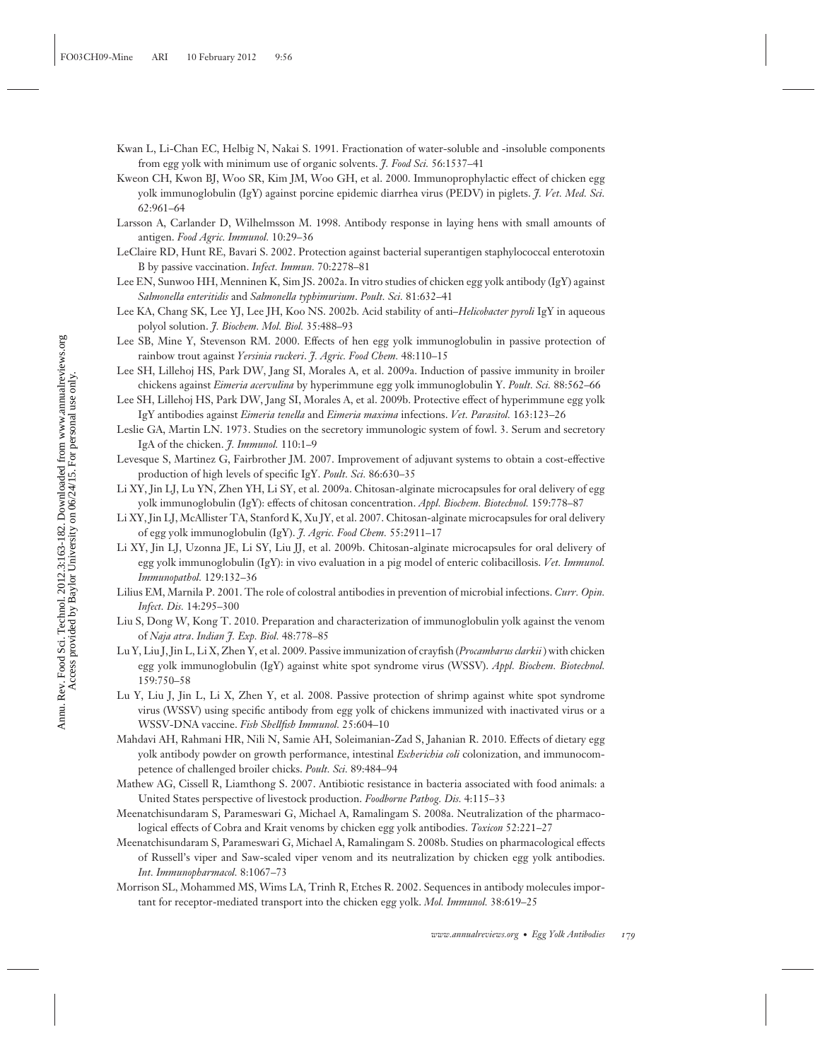Kwan L, Li-Chan EC, Helbig N, Nakai S. 1991. Fractionation of water-soluble and -insoluble components from egg yolk with minimum use of organic solvents. *J. Food Sci.* 56:1537–41

Kweon CH, Kwon BJ, Woo SR, Kim JM, Woo GH, et al. 2000. Immunoprophylactic effect of chicken egg yolk immunoglobulin (IgY) against porcine epidemic diarrhea virus (PEDV) in piglets. *J. Vet. Med. Sci.* 62:961–64

Larsson A, Carlander D, Wilhelmsson M. 1998. Antibody response in laying hens with small amounts of antigen. *Food Agric. Immunol.* 10:29–36

LeClaire RD, Hunt RE, Bavari S. 2002. Protection against bacterial superantigen staphylococcal enterotoxin B by passive vaccination. *Infect. Immun.* 70:2278–81

Lee EN, Sunwoo HH, Menninen K, Sim JS. 2002a. In vitro studies of chicken egg yolk antibody (IgY) against *Salmonella enteritidis* and *Salmonella typhimurium*. *Poult. Sci.* 81:632–41

Lee KA, Chang SK, Lee YJ, Lee JH, Koo NS. 2002b. Acid stability of anti–*Helicobacter pyroli* IgY in aqueous polyol solution. *J. Biochem. Mol. Biol.* 35:488–93

Lee SB, Mine Y, Stevenson RM. 2000. Effects of hen egg yolk immunoglobulin in passive protection of rainbow trout against *Yersinia ruckeri*. *J. Agric. Food Chem.* 48:110–15

Lee SH, Lillehoj HS, Park DW, Jang SI, Morales A, et al. 2009a. Induction of passive immunity in broiler chickens against *Eimeria acervulina* by hyperimmune egg yolk immunoglobulin Y. *Poult. Sci.* 88:562–66

Lee SH, Lillehoj HS, Park DW, Jang SI, Morales A, et al. 2009b. Protective effect of hyperimmune egg yolk IgY antibodies against *Eimeria tenella* and *Eimeria maxima* infections. *Vet. Parasitol.* 163:123–26

Leslie GA, Martin LN. 1973. Studies on the secretory immunologic system of fowl. 3. Serum and secretory IgA of the chicken. *J. Immunol.* 110:1–9

Levesque S, Martinez G, Fairbrother JM. 2007. Improvement of adjuvant systems to obtain a cost-effective production of high levels of specific IgY. *Poult. Sci.* 86:630–35

Li XY, Jin LJ, Lu YN, Zhen YH, Li SY, et al. 2009a. Chitosan-alginate microcapsules for oral delivery of egg yolk immunoglobulin (IgY): effects of chitosan concentration. *Appl. Biochem. Biotechnol.* 159:778–87

Li XY, Jin LJ, McAllister TA, Stanford K, Xu JY, et al. 2007. Chitosan-alginate microcapsules for oral delivery of egg yolk immunoglobulin (IgY). *J. Agric. Food Chem.* 55:2911–17

Li XY, Jin LJ, Uzonna JE, Li SY, Liu JJ, et al. 2009b. Chitosan-alginate microcapsules for oral delivery of egg yolk immunoglobulin (IgY): in vivo evaluation in a pig model of enteric colibacillosis. *Vet. Immunol. Immunopathol.* 129:132–36

Lilius EM, Marnila P. 2001. The role of colostral antibodies in prevention of microbial infections. *Curr. Opin. Infect. Dis.* 14:295–300

Liu S, Dong W, Kong T. 2010. Preparation and characterization of immunoglobulin yolk against the venom of *Naja atra*. *Indian J. Exp. Biol.* 48:778–85

Lu Y, Liu J, Jin L, Li X, Zhen Y, et al. 2009. Passive immunization of crayfish (*Procambarus clarkii*) with chicken egg yolk immunoglobulin (IgY) against white spot syndrome virus (WSSV). *Appl. Biochem. Biotechnol.* 159:750–58

Lu Y, Liu J, Jin L, Li X, Zhen Y, et al. 2008. Passive protection of shrimp against white spot syndrome virus (WSSV) using specific antibody from egg yolk of chickens immunized with inactivated virus or a WSSV-DNA vaccine. *Fish Shellfish Immunol.* 25:604–10

Mahdavi AH, Rahmani HR, Nili N, Samie AH, Soleimanian-Zad S, Jahanian R. 2010. Effects of dietary egg yolk antibody powder on growth performance, intestinal *Escherichia coli* colonization, and immunocompetence of challenged broiler chicks. *Poult. Sci.* 89:484–94

Mathew AG, Cissell R, Liamthong S. 2007. Antibiotic resistance in bacteria associated with food animals: a United States perspective of livestock production. *Foodborne Pathog. Dis.* 4:115–33

Meenatchisundaram S, Parameswari G, Michael A, Ramalingam S. 2008a. Neutralization of the pharmacological effects of Cobra and Krait venoms by chicken egg yolk antibodies. *Toxicon* 52:221–27

Meenatchisundaram S, Parameswari G, Michael A, Ramalingam S. 2008b. Studies on pharmacological effects of Russell's viper and Saw-scaled viper venom and its neutralization by chicken egg yolk antibodies. *Int. Immunopharmacol.* 8:1067–73

Morrison SL, Mohammed MS, Wims LA, Trinh R, Etches R. 2002. Sequences in antibody molecules important for receptor-mediated transport into the chicken egg yolk. *Mol. Immunol.* 38:619–25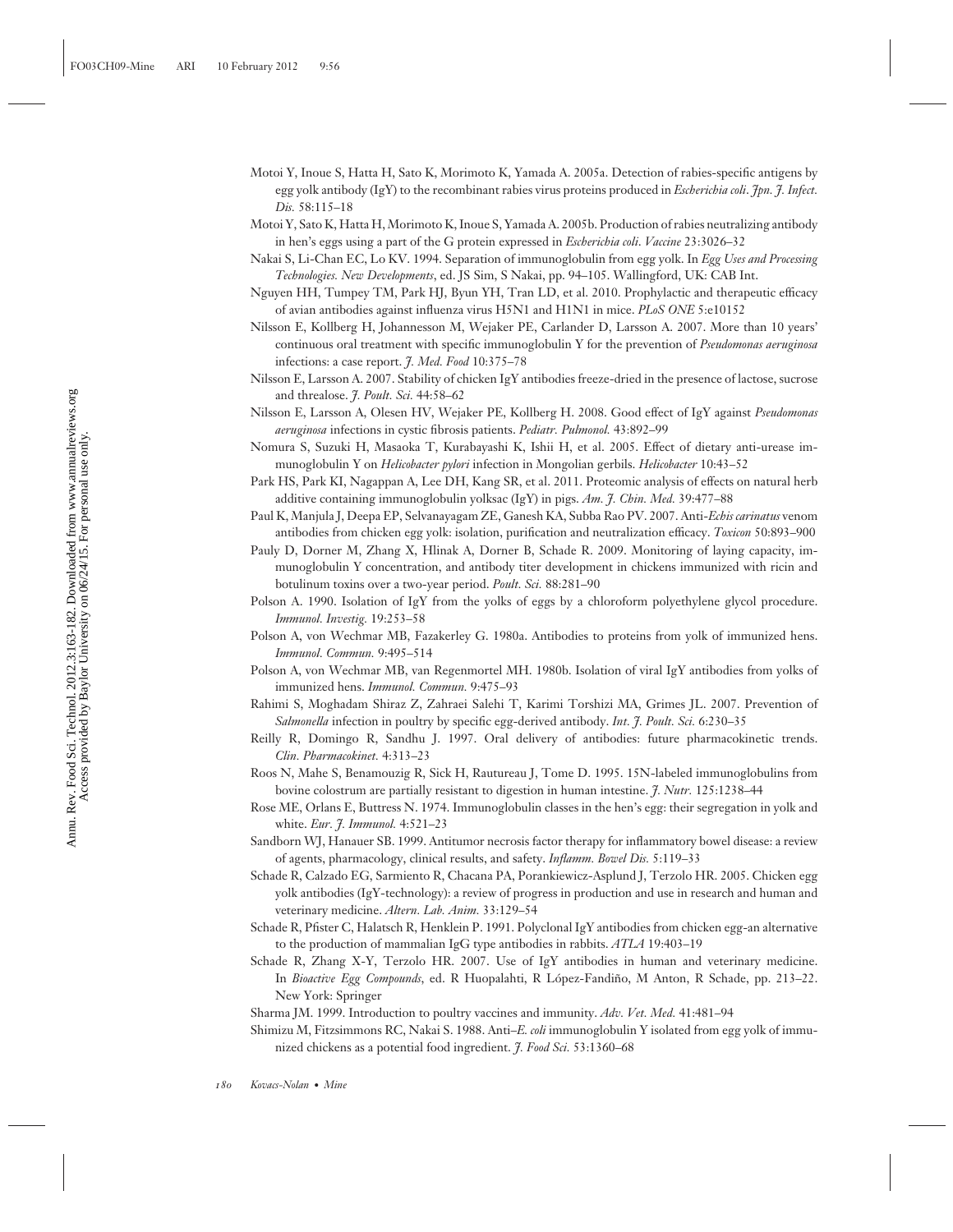Motoi Y, Inoue S, Hatta H, Sato K, Morimoto K, Yamada A. 2005a. Detection of rabies-specific antigens by egg yolk antibody (IgY) to the recombinant rabies virus proteins produced in *Escherichia coli*. *Jpn. J. Infect. Dis.* 58:115–18

Motoi Y, Sato K, Hatta H, Morimoto K, Inoue S, Yamada A. 2005b. Production of rabies neutralizing antibody in hen's eggs using a part of the G protein expressed in *Escherichia coli*. *Vaccine* 23:3026–32

Nakai S, Li-Chan EC, Lo KV. 1994. Separation of immunoglobulin from egg yolk. In *Egg Uses and Processing Technologies. New Developments*, ed. JS Sim, S Nakai, pp. 94–105. Wallingford, UK: CAB Int.

Nguyen HH, Tumpey TM, Park HJ, Byun YH, Tran LD, et al. 2010. Prophylactic and therapeutic efficacy of avian antibodies against influenza virus H5N1 and H1N1 in mice. *PLoS ONE* 5:e10152

Nilsson E, Kollberg H, Johannesson M, Wejaker PE, Carlander D, Larsson A. 2007. More than 10 years' continuous oral treatment with specific immunoglobulin Y for the prevention of *Pseudomonas aeruginosa* infections: a case report. *J. Med. Food* 10:375–78

Nilsson E, Larsson A. 2007. Stability of chicken IgY antibodies freeze-dried in the presence of lactose, sucrose and threalose. *J. Poult. Sci.* 44:58–62

Nilsson E, Larsson A, Olesen HV, Wejaker PE, Kollberg H. 2008. Good effect of IgY against *Pseudomonas aeruginosa* infections in cystic fibrosis patients. *Pediatr. Pulmonol.* 43:892–99

Nomura S, Suzuki H, Masaoka T, Kurabayashi K, Ishii H, et al. 2005. Effect of dietary anti-urease immunoglobulin Y on *Helicobacter pylori* infection in Mongolian gerbils. *Helicobacter* 10:43–52

Park HS, Park KI, Nagappan A, Lee DH, Kang SR, et al. 2011. Proteomic analysis of effects on natural herb additive containing immunoglobulin yolksac (IgY) in pigs. *Am. J. Chin. Med.* 39:477–88

Paul K, Manjula J, Deepa EP, Selvanayagam ZE, Ganesh KA, Subba Rao PV. 2007. Anti-*Echis carinatus* venom antibodies from chicken egg yolk: isolation, purification and neutralization efficacy. *Toxicon* 50:893–900

Pauly D, Dorner M, Zhang X, Hlinak A, Dorner B, Schade R. 2009. Monitoring of laying capacity, immunoglobulin Y concentration, and antibody titer development in chickens immunized with ricin and botulinum toxins over a two-year period. *Poult. Sci.* 88:281–90

Polson A. 1990. Isolation of IgY from the yolks of eggs by a chloroform polyethylene glycol procedure. *Immunol. Investig.* 19:253–58

Polson A, von Wechmar MB, Fazakerley G. 1980a. Antibodies to proteins from yolk of immunized hens. *Immunol. Commun.* 9:495–514

Polson A, von Wechmar MB, van Regenmortel MH. 1980b. Isolation of viral IgY antibodies from yolks of immunized hens. *Immunol. Commun.* 9:475–93

Rahimi S, Moghadam Shiraz Z, Zahraei Salehi T, Karimi Torshizi MA, Grimes JL. 2007. Prevention of *Salmonella* infection in poultry by specific egg-derived antibody. *Int. J. Poult. Sci.* 6:230–35

Reilly R, Domingo R, Sandhu J. 1997. Oral delivery of antibodies: future pharmacokinetic trends. *Clin. Pharmacokinet.* 4:313–23

Roos N, Mahe S, Benamouzig R, Sick H, Rautureau J, Tome D. 1995. 15N-labeled immunoglobulins from bovine colostrum are partially resistant to digestion in human intestine. *J. Nutr.* 125:1238–44

Rose ME, Orlans E, Buttress N. 1974. Immunoglobulin classes in the hen's egg: their segregation in yolk and white. *Eur. J. Immunol.* 4:521–23

Sandborn WJ, Hanauer SB. 1999. Antitumor necrosis factor therapy for inflammatory bowel disease: a review of agents, pharmacology, clinical results, and safety. *Inflamm. Bowel Dis.* 5:119–33

Schade R, Calzado EG, Sarmiento R, Chacana PA, Porankiewicz-Asplund J, Terzolo HR. 2005. Chicken egg yolk antibodies (IgY-technology): a review of progress in production and use in research and human and veterinary medicine. *Altern. Lab. Anim.* 33:129–54

Schade R, Pfister C, Halatsch R, Henklein P. 1991. Polyclonal IgY antibodies from chicken egg-an alternative to the production of mammalian IgG type antibodies in rabbits. *ATLA* 19:403–19

Schade R, Zhang X-Y, Terzolo HR. 2007. Use of IgY antibodies in human and veterinary medicine. In *Bioactive Egg Compounds*, ed. R Huopalahti, R López-Fandiño, M Anton, R Schade, pp. 213–22. New York: Springer

Sharma JM. 1999. Introduction to poultry vaccines and immunity. *Adv. Vet. Med.* 41:481–94

Shimizu M, Fitzsimmons RC, Nakai S. 1988. Anti–*E. coli* immunoglobulin Y isolated from egg yolk of immunized chickens as a potential food ingredient. *J. Food Sci.* 53:1360–68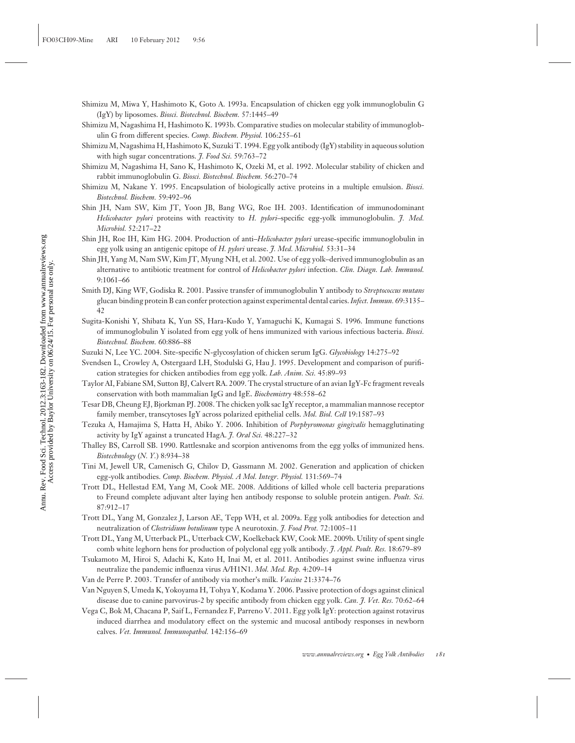Shimizu M, Miwa Y, Hashimoto K, Goto A. 1993a. Encapsulation of chicken egg yolk immunoglobulin G (IgY) by liposomes. *Biosci. Biotechnol. Biochem.* 57:1445–49

Shimizu M, Nagashima H, Hashimoto K. 1993b. Comparative studies on molecular stability of immunoglobulin G from different species. *Comp. Biochem. Physiol.* 106:255–61

Shimizu M, Nagashima H, Hashimoto K, Suzuki T. 1994. Egg yolk antibody (IgY) stability in aqueous solution with high sugar concentrations. *J. Food Sci.* 59:763–72

Shimizu M, Nagashima H, Sano K, Hashimoto K, Ozeki M, et al. 1992. Molecular stability of chicken and rabbit immunoglobulin G. *Biosci. Biotechnol. Biochem.* 56:270–74

Shimizu M, Nakane Y. 1995. Encapsulation of biologically active proteins in a multiple emulsion. *Biosci. Biotechnol. Biochem.* 59:492–96

Shin JH, Nam SW, Kim JT, Yoon JB, Bang WG, Roe IH. 2003. Identification of immunodominant *Helicobacter pylori* proteins with reactivity to *H. pylori*–specific egg-yolk immunoglobulin. *J. Med. Microbiol.* 52:217–22

Shin JH, Roe IH, Kim HG. 2004. Production of anti–*Helicobacter pylori* urease-specific immunoglobulin in egg yolk using an antigenic epitope of *H. pylori* urease. *J. Med. Microbiol.* 53:31–34

Shin JH, Yang M, Nam SW, Kim JT, Myung NH, et al. 2002. Use of egg yolk–derived immunoglobulin as an alternative to antibiotic treatment for control of *Helicobacter pylori* infection. *Clin. Diagn. Lab. Immunol.* 9:1061–66

Smith DJ, King WF, Godiska R. 2001. Passive transfer of immunoglobulin Y antibody to *Streptococcus mutans* glucan binding protein B can confer protection against experimental dental caries. *Infect. Immun.* 69:3135–42

Sugita-Konishi Y, Shibata K, Yun SS, Hara-Kudo Y, Yamaguchi K, Kumagai S. 1996. Immune functions of immunoglobulin Y isolated from egg yolk of hens immunized with various infectious bacteria. *Biosci. Biotechnol. Biochem.* 60:886–88

Suzuki N, Lee YC. 2004. Site-specific N-glycosylation of chicken serum IgG. *Glycobiology* 14:275–92

Svendsen L, Crowley A, Ostergaard LH, Stodulski G, Hau J. 1995. Development and comparison of purification strategies for chicken antibodies from egg yolk. *Lab. Anim. Sci.* 45:89–93

Taylor AI, Fabiane SM, Sutton BJ, Calvert RA. 2009. The crystal structure of an avian IgY-Fc fragment reveals conservation with both mammalian IgG and IgE. *Biochemistry* 48:558–62

Tesar DB, Cheung EJ, Bjorkman PJ. 2008. The chicken yolk sac IgY receptor, a mammalian mannose receptor family member, transcytoses IgY across polarized epithelial cells. *Mol. Biol. Cell* 19:1587–93

Tezuka A, Hamajima S, Hatta H, Abiko Y. 2006. Inhibition of *Porphyromonas gingivalis* hemagglutinating activity by IgY against a truncated HagA. *J. Oral Sci.* 48:227–32

Thalley BS, Carroll SB. 1990. Rattlesnake and scorpion antivenoms from the egg yolks of immunized hens. *Biotechnology* (*N. Y.*) 8:934–38

Tini M, Jewell UR, Camenisch G, Chilov D, Gassmann M. 2002. Generation and application of chicken egg-yolk antibodies. *Comp. Biochem. Physiol. A Mol. Integr. Physiol.* 131:569–74

Trott DL, Hellestad EM, Yang M, Cook ME. 2008. Additions of killed whole cell bacteria preparations to Freund complete adjuvant alter laying hen antibody response to soluble protein antigen. *Poult. Sci.* 87:912–17

Trott DL, Yang M, Gonzalez J, Larson AE, Tepp WH, et al. 2009a. Egg yolk antibodies for detection and neutralization of *Clostridium botulinum* type A neurotoxin. *J. Food Prot.* 72:1005–11

Trott DL, Yang M, Utterback PL, Utterback CW, Koelkeback KW, Cook ME. 2009b. Utility of spent single comb white leghorn hens for production of polyclonal egg yolk antibody. *J. Appl. Poult. Res.* 18:679–89

Tsukamoto M, Hiroi S, Adachi K, Kato H, Inai M, et al. 2011. Antibodies against swine influenza virus neutralize the pandemic influenza virus A/H1N1. *Mol. Med. Rep.* 4:209–14

Van de Perre P. 2003. Transfer of antibody via mother's milk. *Vaccine* 21:3374–76

Van Nguyen S, Umeda K, Yokoyama H, Tohya Y, Kodama Y. 2006. Passive protection of dogs against clinical disease due to canine parvovirus-2 by specific antibody from chicken egg yolk. *Can. J. Vet. Res.* 70:62–64

Vega C, Bok M, Chacana P, Saif L, Fernandez F, Parreno V. 2011. Egg yolk IgY: protection against rotavirus induced diarrhea and modulatory effect on the systemic and mucosal antibody responses in newborn calves. *Vet. Immunol. Immunopathol.* 142:156–69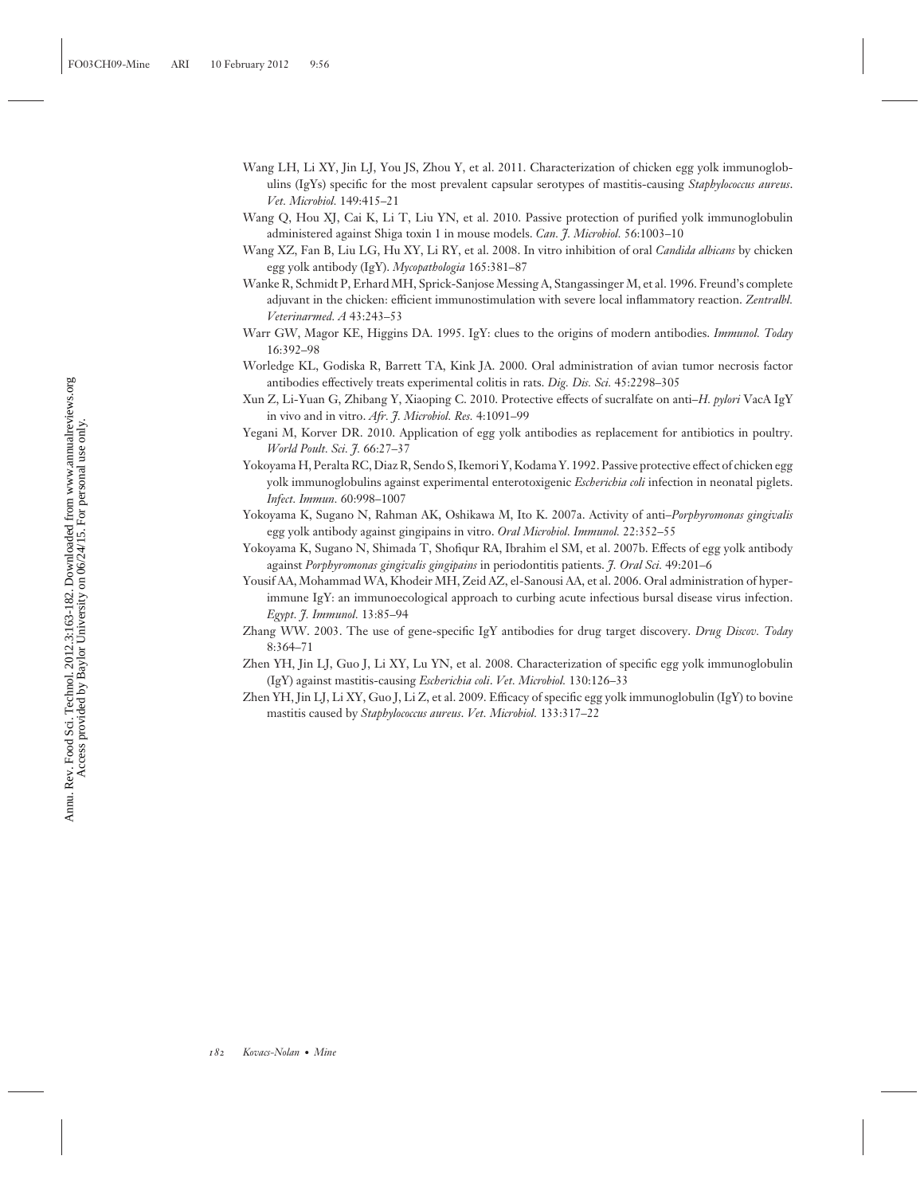Wang LH, Li XY, Jin LJ, You JS, Zhou Y, et al. 2011. Characterization of chicken egg yolk immunoglobulins (IgYs) specific for the most prevalent capsular serotypes of mastitis-causing *Staphylococcus aureus*. *Vet. Microbiol.* 149:415–21

Wang Q, Hou XJ, Cai K, Li T, Liu YN, et al. 2010. Passive protection of purified yolk immunoglobulin administered against Shiga toxin 1 in mouse models. *Can. J. Microbiol.* 56:1003–10

Wang XZ, Fan B, Liu LG, Hu XY, Li RY, et al. 2008. In vitro inhibition of oral *Candida albicans* by chicken egg yolk antibody (IgY). *Mycopathologia* 165:381–87

Wanke R, Schmidt P, Erhard MH, Sprick-Sanjose Messing A, Stangassinger M, et al. 1996. Freund's complete adjuvant in the chicken: efficient immunostimulation with severe local inflammatory reaction. *Zentralbl. Veterinarmed. A* 43:243–53

Warr GW, Magor KE, Higgins DA. 1995. IgY: clues to the origins of modern antibodies. *Immunol. Today* 16:392–98

Worledge KL, Godiska R, Barrett TA, Kink JA. 2000. Oral administration of avian tumor necrosis factor antibodies effectively treats experimental colitis in rats. *Dig. Dis. Sci.* 45:2298–305

Xun Z, Li-Yuan G, Zhibang Y, Xiaoping C. 2010. Protective effects of sucralfate on anti–*H. pylori* VacA IgY in vivo and in vitro. *Afr. J. Microbiol. Res.* 4:1091–99

Yegani M, Korver DR. 2010. Application of egg yolk antibodies as replacement for antibiotics in poultry. *World Poult. Sci. J.* 66:27–37

Yokoyama H, Peralta RC, Diaz R, Sendo S, Ikemori Y, Kodama Y. 1992. Passive protective effect of chicken egg yolk immunoglobulins against experimental enterotoxigenic *Escherichia coli* infection in neonatal piglets. *Infect. Immun.* 60:998–1007

Yokoyama K, Sugano N, Rahman AK, Oshikawa M, Ito K. 2007a. Activity of anti–*Porphyromonas gingivalis* egg yolk antibody against gingipains in vitro. *Oral Microbiol. Immunol.* 22:352–55

Yokoyama K, Sugano N, Shimada T, Shofiqur RA, Ibrahim el SM, et al. 2007b. Effects of egg yolk antibody against *Porphyromonas gingivalis gingipains* in periodontitis patients. *J. Oral Sci.* 49:201–6

Yousif AA, Mohammad WA, Khodeir MH, Zeid AZ, el-Sanousi AA, et al. 2006. Oral administration of hyperimmune IgY: an immunoecological approach to curbing acute infectious bursal disease virus infection. *Egypt. J. Immunol.* 13:85–94

Zhang WW. 2003. The use of gene-specific IgY antibodies for drug target discovery. *Drug Discov. Today* 8:364–71

Zhen YH, Jin LJ, Guo J, Li XY, Lu YN, et al. 2008. Characterization of specific egg yolk immunoglobulin (IgY) against mastitis-causing *Escherichia coli*. *Vet. Microbiol.* 130:126–33

Zhen YH, Jin LJ, Li XY, Guo J, Li Z, et al. 2009. Efficacy of specific egg yolk immunoglobulin (IgY) to bovine mastitis caused by *Staphylococcus aureus*. *Vet. Microbiol.* 133:317–22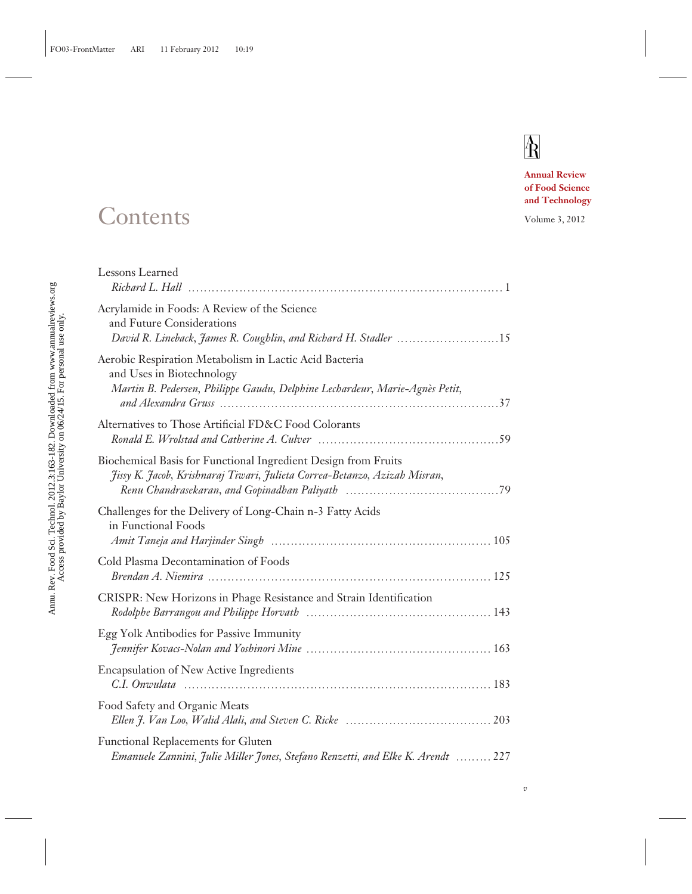# Contents

Annual Review of Food Science and Technology

Volume 3, 2012

Lessons Learned
*Richard L. Hall* ............................................................................ 1

Acrylamide in Foods: A Review of the Science and Future Considerations
*David R. Lineback, James R. Coughlin, and Richard H. Stadler* .......................... 15

Aerobic Respiration Metabolism in Lactic Acid Bacteria and Uses in Biotechnology
*Martin B. Pedersen, Philippe Gaudu, Delphine Lechardeur, Marie-Agnès Petit, and Alexandra Gruss* .................................................................... 37

Alternatives to Those Artificial FD&C Food Colorants
*Ronald E. Wrolstad and Catherine A. Culver* ............................................. 59

Biochemical Basis for Functional Ingredient Design from Fruits
*Jissy K. Jacob, Krishnaraj Tiwari, Julieta Correa-Betanzo, Azizah Misran, Renu Chandrasekaran, and Gopinadhan Paliyath* ...................................... 79

Challenges for the Delivery of Long-Chain n-3 Fatty Acids in Functional Foods
*Amit Taneja and Harjinder Singh* ....................................................... 105

Cold Plasma Decontamination of Foods
*Brendan A. Niemira* .................................................................... 125

CRISPR: New Horizons in Phage Resistance and Strain Identification
*Rodolphe Barrangou and Philippe Horvath* ............................................. 143

Egg Yolk Antibodies for Passive Immunity
*Jennifer Kovacs-Nolan and Yoshinori Mine* ............................................. 163

Encapsulation of New Active Ingredients
*C.I. Onwulata* .......................................................................... 183

Food Safety and Organic Meats
*Ellen J. Van Loo, Walid Alali, and Steven C. Ricke* ................................... 203

Functional Replacements for Gluten
*Emanuele Zannini, Julie Miller Jones, Stefano Renzetti, and Elke K. Arendt* ......... 227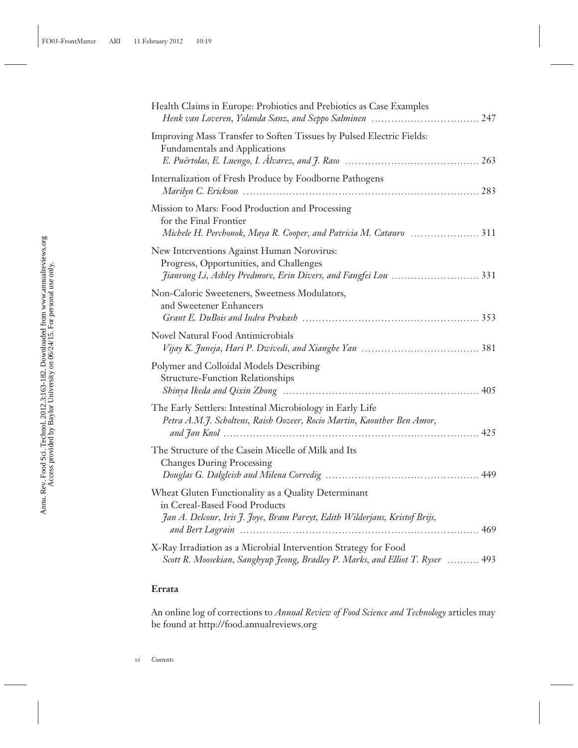Health Claims in Europe: Probiotics and Prebiotics as Case Examples
*Henk van Loveren, Yolanda Sanz, and Seppo Salminen* ................................ 247

Improving Mass Transfer to Soften Tissues by Pulsed Electric Fields: Fundamentals and Applications
*E. Puértolas, E. Luengo, I. Álvarez, and J. Raso* ........................................ 263

Internalization of Fresh Produce by Foodborne Pathogens
*Marilyn C. Erickson* ........................................................................ 283

Mission to Mars: Food Production and Processing for the Final Frontier
*Michele H. Perchonok, Maya R. Cooper, and Patricia M. Catauro* .................... 311

New Interventions Against Human Norovirus: Progress, Opportunities, and Challenges
*Jianrong Li, Ashley Predmore, Erin Divers, and Fangfei Lou* .......................... 331

Non-Caloric Sweeteners, Sweetness Modulators, and Sweetener Enhancers
*Grant E. DuBois and Indra Prakash* ..................................................... 353

Novel Natural Food Antimicrobials
*Vijay K. Juneja, Hari P. Dwivedi, and Xianghe Yan* ................................... 381

Polymer and Colloidal Models Describing Structure-Function Relationships
*Shinya Ikeda and Qixin Zhong* .......................................................... 405

The Early Settlers: Intestinal Microbiology in Early Life
*Petra A.M.J. Scholtens, Raish Oozeer, Rocio Martin, Kaouther Ben Amor, and Jan Knol* ........................................................................ 425

The Structure of the Casein Micelle of Milk and Its Changes During Processing
*Douglas G. Dalgleish and Milena Corredig* ............................................. 449

Wheat Gluten Functionality as a Quality Determinant in Cereal-Based Food Products
*Jan A. Delcour, Iris J. Joye, Bram Pareyt, Edith Wilderjans, Kristof Brijs, and Bert Lagrain* ........................................................................ 469

X-Ray Irradiation as a Microbial Intervention Strategy for Food
*Scott R. Moosekian, Sanghyup Jeong, Bradley P. Marks, and Elliot T. Ryser* .......... 493

## Errata

An online log of corrections to *Annual Review of Food Science and Technology* articles may be found at http://food.annualreviews.org